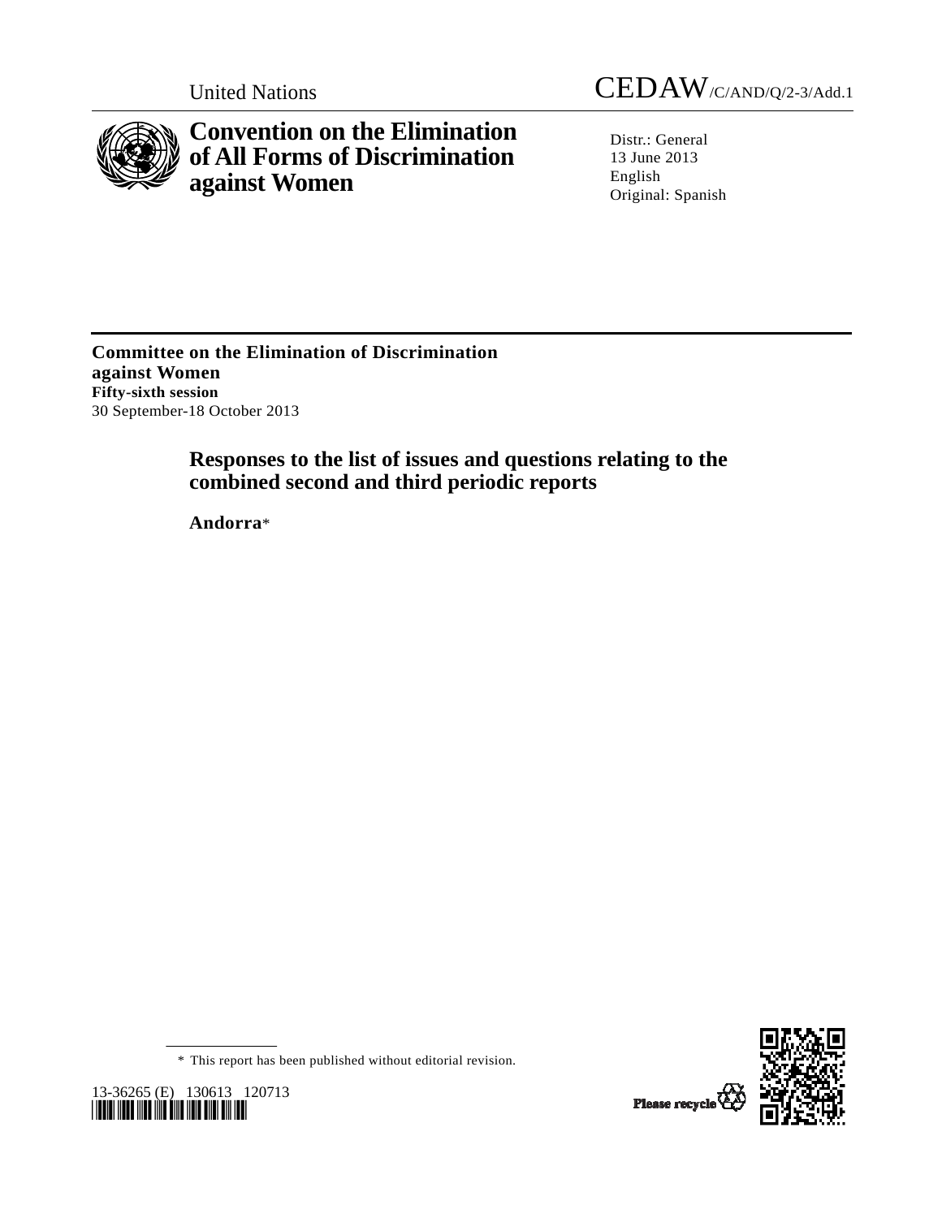United Nations CEDAW/C/AND/Q/2-3/Add.1

# Convention on the Elimination of All Forms of Discrimination against Women

Distr.: General
13 June 2013
English
Original: Spanish

**Committee on the Elimination of Discrimination against Women**
**Fifty-sixth session**
30 September-18 October 2013

## Responses to the list of issues and questions relating to the combined second and third periodic reports

**Andorra***

\* This report has been published without editorial revision.

13-36265 (E) 130613 120713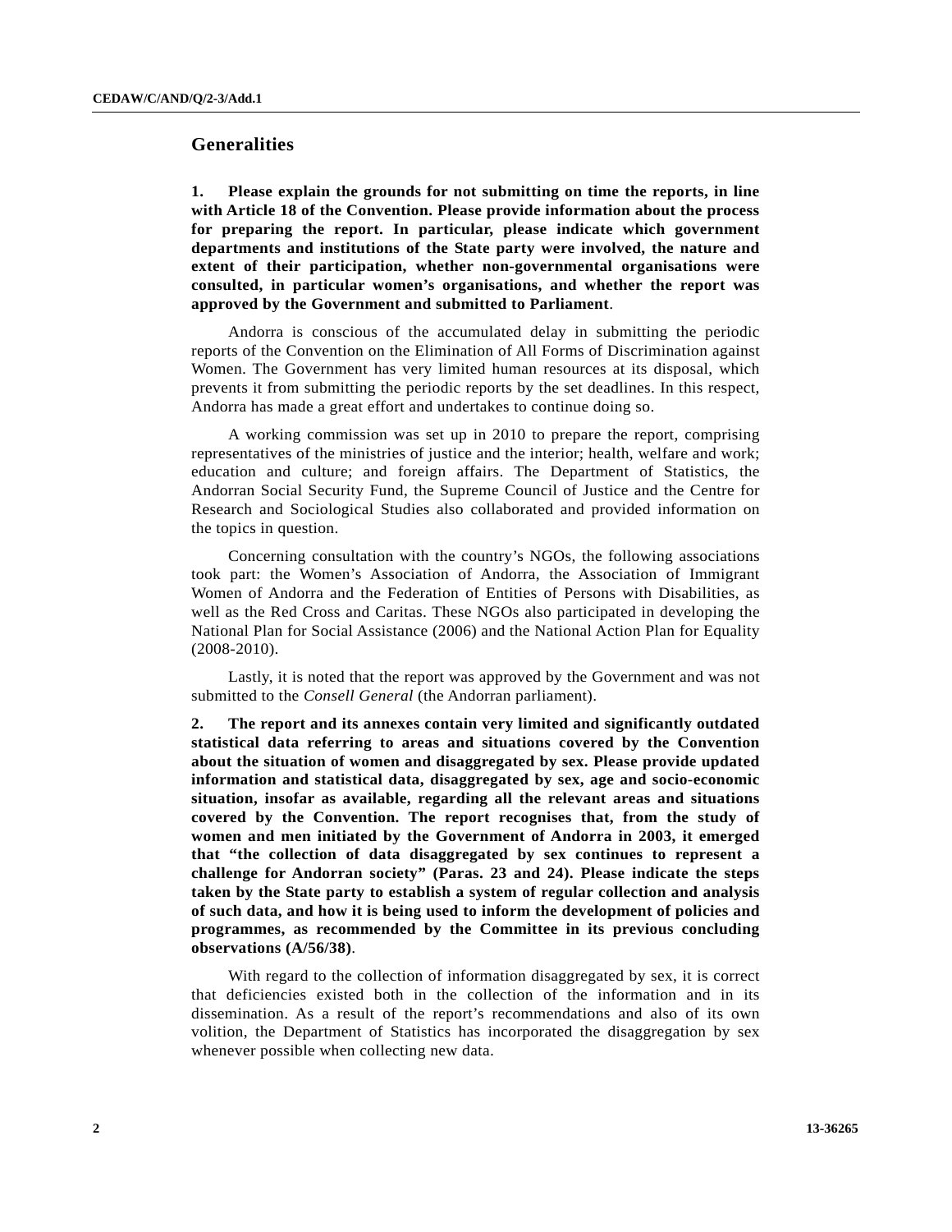## Generalities

**1. Please explain the grounds for not submitting on time the reports, in line with Article 18 of the Convention. Please provide information about the process for preparing the report. In particular, please indicate which government departments and institutions of the State party were involved, the nature and extent of their participation, whether non-governmental organisations were consulted, in particular women's organisations, and whether the report was approved by the Government and submitted to Parliament**.

Andorra is conscious of the accumulated delay in submitting the periodic reports of the Convention on the Elimination of All Forms of Discrimination against Women. The Government has very limited human resources at its disposal, which prevents it from submitting the periodic reports by the set deadlines. In this respect, Andorra has made a great effort and undertakes to continue doing so.

A working commission was set up in 2010 to prepare the report, comprising representatives of the ministries of justice and the interior; health, welfare and work; education and culture; and foreign affairs. The Department of Statistics, the Andorran Social Security Fund, the Supreme Council of Justice and the Centre for Research and Sociological Studies also collaborated and provided information on the topics in question.

Concerning consultation with the country's NGOs, the following associations took part: the Women's Association of Andorra, the Association of Immigrant Women of Andorra and the Federation of Entities of Persons with Disabilities, as well as the Red Cross and Caritas. These NGOs also participated in developing the National Plan for Social Assistance (2006) and the National Action Plan for Equality (2008-2010).

Lastly, it is noted that the report was approved by the Government and was not submitted to the *Consell General* (the Andorran parliament).

**2. The report and its annexes contain very limited and significantly outdated statistical data referring to areas and situations covered by the Convention about the situation of women and disaggregated by sex. Please provide updated information and statistical data, disaggregated by sex, age and socio-economic situation, insofar as available, regarding all the relevant areas and situations covered by the Convention. The report recognises that, from the study of women and men initiated by the Government of Andorra in 2003, it emerged that "the collection of data disaggregated by sex continues to represent a challenge for Andorran society" (Paras. 23 and 24). Please indicate the steps taken by the State party to establish a system of regular collection and analysis of such data, and how it is being used to inform the development of policies and programmes, as recommended by the Committee in its previous concluding observations (A/56/38)**.

With regard to the collection of information disaggregated by sex, it is correct that deficiencies existed both in the collection of the information and in its dissemination. As a result of the report's recommendations and also of its own volition, the Department of Statistics has incorporated the disaggregation by sex whenever possible when collecting new data.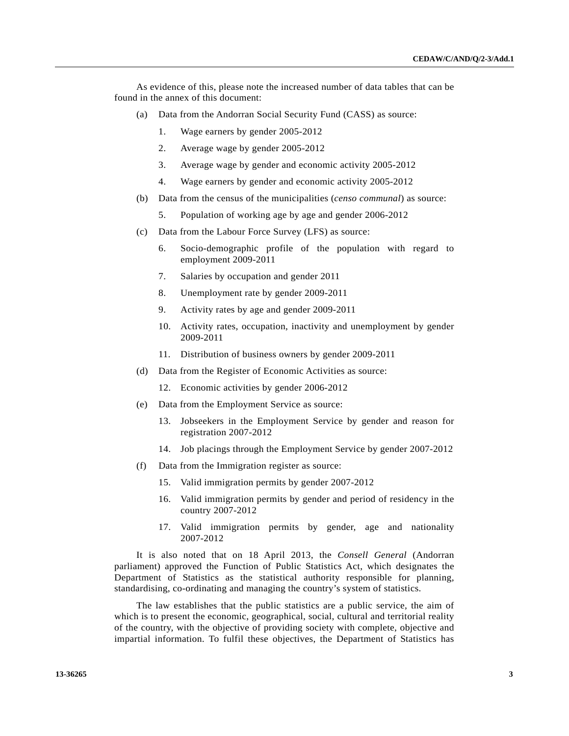As evidence of this, please note the increased number of data tables that can be found in the annex of this document:

(a) Data from the Andorran Social Security Fund (CASS) as source:

1. Wage earners by gender 2005-2012
2. Average wage by gender 2005-2012
3. Average wage by gender and economic activity 2005-2012
4. Wage earners by gender and economic activity 2005-2012

(b) Data from the census of the municipalities (*censo communal*) as source:

5. Population of working age by age and gender 2006-2012

(c) Data from the Labour Force Survey (LFS) as source:

6. Socio-demographic profile of the population with regard to employment 2009-2011
7. Salaries by occupation and gender 2011
8. Unemployment rate by gender 2009-2011
9. Activity rates by age and gender 2009-2011
10. Activity rates, occupation, inactivity and unemployment by gender 2009-2011
11. Distribution of business owners by gender 2009-2011

(d) Data from the Register of Economic Activities as source:

12. Economic activities by gender 2006-2012

(e) Data from the Employment Service as source:

13. Jobseekers in the Employment Service by gender and reason for registration 2007-2012
14. Job placings through the Employment Service by gender 2007-2012

(f) Data from the Immigration register as source:

15. Valid immigration permits by gender 2007-2012
16. Valid immigration permits by gender and period of residency in the country 2007-2012
17. Valid immigration permits by gender, age and nationality 2007-2012

It is also noted that on 18 April 2013, the *Consell General* (Andorran parliament) approved the Function of Public Statistics Act, which designates the Department of Statistics as the statistical authority responsible for planning, standardising, co-ordinating and managing the country's system of statistics.

The law establishes that the public statistics are a public service, the aim of which is to present the economic, geographical, social, cultural and territorial reality of the country, with the objective of providing society with complete, objective and impartial information. To fulfil these objectives, the Department of Statistics has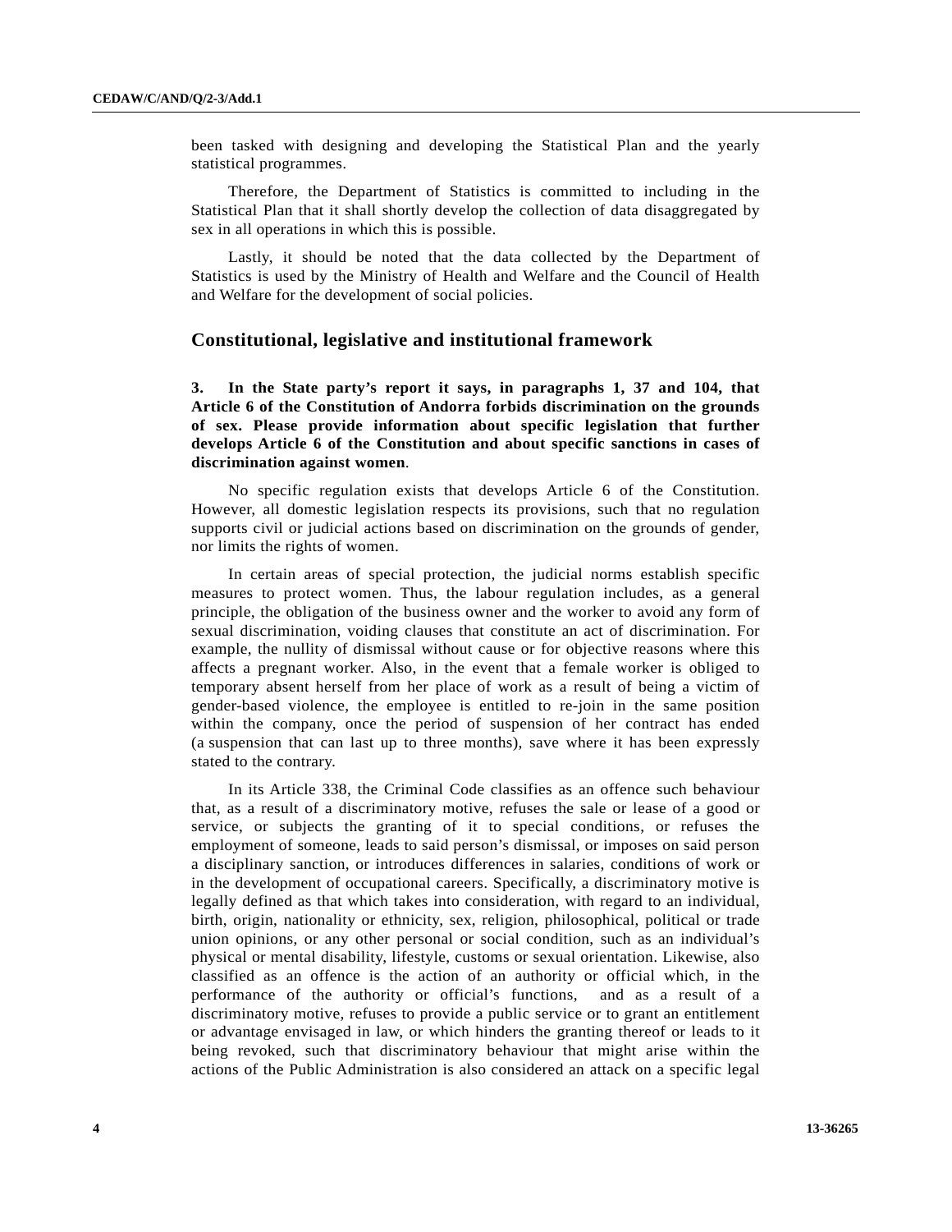been tasked with designing and developing the Statistical Plan and the yearly statistical programmes.

Therefore, the Department of Statistics is committed to including in the Statistical Plan that it shall shortly develop the collection of data disaggregated by sex in all operations in which this is possible.

Lastly, it should be noted that the data collected by the Department of Statistics is used by the Ministry of Health and Welfare and the Council of Health and Welfare for the development of social policies.

## Constitutional, legislative and institutional framework

**3. In the State party's report it says, in paragraphs 1, 37 and 104, that Article 6 of the Constitution of Andorra forbids discrimination on the grounds of sex. Please provide information about specific legislation that further develops Article 6 of the Constitution and about specific sanctions in cases of discrimination against women**.

No specific regulation exists that develops Article 6 of the Constitution. However, all domestic legislation respects its provisions, such that no regulation supports civil or judicial actions based on discrimination on the grounds of gender, nor limits the rights of women.

In certain areas of special protection, the judicial norms establish specific measures to protect women. Thus, the labour regulation includes, as a general principle, the obligation of the business owner and the worker to avoid any form of sexual discrimination, voiding clauses that constitute an act of discrimination. For example, the nullity of dismissal without cause or for objective reasons where this affects a pregnant worker. Also, in the event that a female worker is obliged to temporary absent herself from her place of work as a result of being a victim of gender-based violence, the employee is entitled to re-join in the same position within the company, once the period of suspension of her contract has ended (a suspension that can last up to three months), save where it has been expressly stated to the contrary.

In its Article 338, the Criminal Code classifies as an offence such behaviour that, as a result of a discriminatory motive, refuses the sale or lease of a good or service, or subjects the granting of it to special conditions, or refuses the employment of someone, leads to said person's dismissal, or imposes on said person a disciplinary sanction, or introduces differences in salaries, conditions of work or in the development of occupational careers. Specifically, a discriminatory motive is legally defined as that which takes into consideration, with regard to an individual, birth, origin, nationality or ethnicity, sex, religion, philosophical, political or trade union opinions, or any other personal or social condition, such as an individual's physical or mental disability, lifestyle, customs or sexual orientation. Likewise, also classified as an offence is the action of an authority or official which, in the performance of the authority or official's functions, and as a result of a discriminatory motive, refuses to provide a public service or to grant an entitlement or advantage envisaged in law, or which hinders the granting thereof or leads to it being revoked, such that discriminatory behaviour that might arise within the actions of the Public Administration is also considered an attack on a specific legal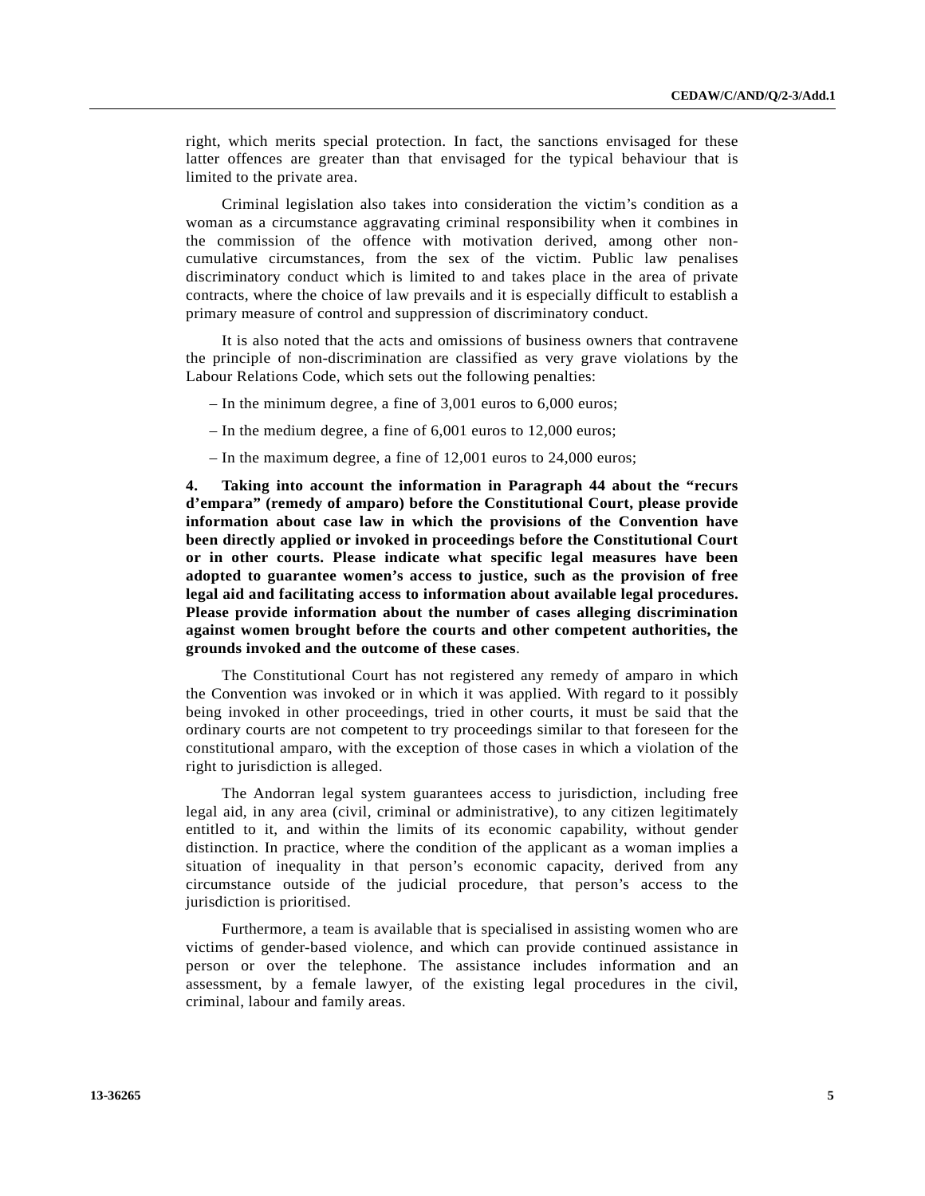right, which merits special protection. In fact, the sanctions envisaged for these latter offences are greater than that envisaged for the typical behaviour that is limited to the private area.

Criminal legislation also takes into consideration the victim's condition as a woman as a circumstance aggravating criminal responsibility when it combines in the commission of the offence with motivation derived, among other non-cumulative circumstances, from the sex of the victim. Public law penalises discriminatory conduct which is limited to and takes place in the area of private contracts, where the choice of law prevails and it is especially difficult to establish a primary measure of control and suppression of discriminatory conduct.

It is also noted that the acts and omissions of business owners that contravene the principle of non-discrimination are classified as very grave violations by the Labour Relations Code, which sets out the following penalties:

– In the minimum degree, a fine of 3,001 euros to 6,000 euros;

– In the medium degree, a fine of 6,001 euros to 12,000 euros;

– In the maximum degree, a fine of 12,001 euros to 24,000 euros;

**4. Taking into account the information in Paragraph 44 about the "recurs d'empara" (remedy of amparo) before the Constitutional Court, please provide information about case law in which the provisions of the Convention have been directly applied or invoked in proceedings before the Constitutional Court or in other courts. Please indicate what specific legal measures have been adopted to guarantee women's access to justice, such as the provision of free legal aid and facilitating access to information about available legal procedures. Please provide information about the number of cases alleging discrimination against women brought before the courts and other competent authorities, the grounds invoked and the outcome of these cases**.

The Constitutional Court has not registered any remedy of amparo in which the Convention was invoked or in which it was applied. With regard to it possibly being invoked in other proceedings, tried in other courts, it must be said that the ordinary courts are not competent to try proceedings similar to that foreseen for the constitutional amparo, with the exception of those cases in which a violation of the right to jurisdiction is alleged.

The Andorran legal system guarantees access to jurisdiction, including free legal aid, in any area (civil, criminal or administrative), to any citizen legitimately entitled to it, and within the limits of its economic capability, without gender distinction. In practice, where the condition of the applicant as a woman implies a situation of inequality in that person's economic capacity, derived from any circumstance outside of the judicial procedure, that person's access to the jurisdiction is prioritised.

Furthermore, a team is available that is specialised in assisting women who are victims of gender-based violence, and which can provide continued assistance in person or over the telephone. The assistance includes information and an assessment, by a female lawyer, of the existing legal procedures in the civil, criminal, labour and family areas.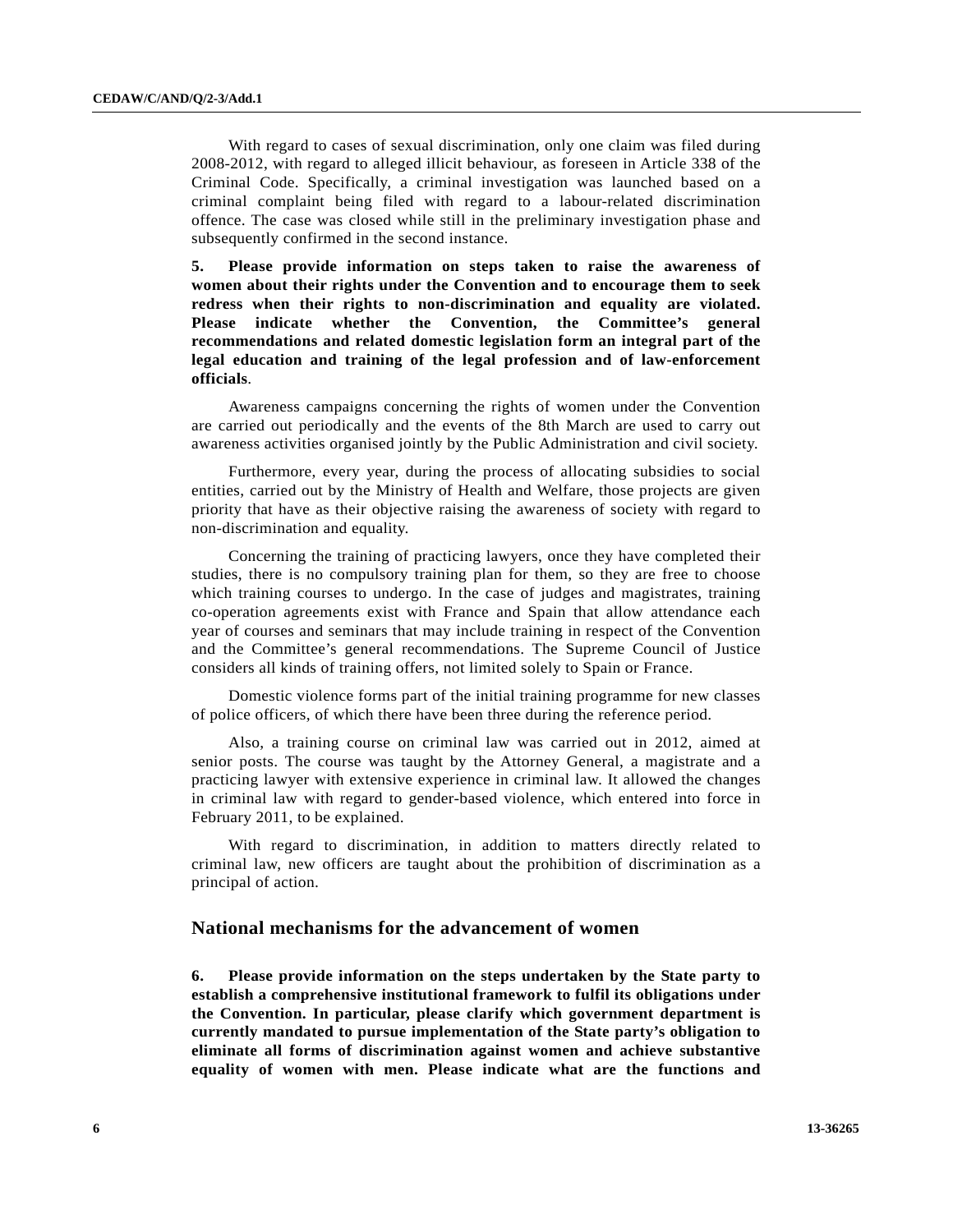With regard to cases of sexual discrimination, only one claim was filed during 2008-2012, with regard to alleged illicit behaviour, as foreseen in Article 338 of the Criminal Code. Specifically, a criminal investigation was launched based on a criminal complaint being filed with regard to a labour-related discrimination offence. The case was closed while still in the preliminary investigation phase and subsequently confirmed in the second instance.

**5. Please provide information on steps taken to raise the awareness of women about their rights under the Convention and to encourage them to seek redress when their rights to non-discrimination and equality are violated. Please indicate whether the Convention, the Committee's general recommendations and related domestic legislation form an integral part of the legal education and training of the legal profession and of law-enforcement officials**.

Awareness campaigns concerning the rights of women under the Convention are carried out periodically and the events of the 8th March are used to carry out awareness activities organised jointly by the Public Administration and civil society.

Furthermore, every year, during the process of allocating subsidies to social entities, carried out by the Ministry of Health and Welfare, those projects are given priority that have as their objective raising the awareness of society with regard to non-discrimination and equality.

Concerning the training of practicing lawyers, once they have completed their studies, there is no compulsory training plan for them, so they are free to choose which training courses to undergo. In the case of judges and magistrates, training co-operation agreements exist with France and Spain that allow attendance each year of courses and seminars that may include training in respect of the Convention and the Committee's general recommendations. The Supreme Council of Justice considers all kinds of training offers, not limited solely to Spain or France.

Domestic violence forms part of the initial training programme for new classes of police officers, of which there have been three during the reference period.

Also, a training course on criminal law was carried out in 2012, aimed at senior posts. The course was taught by the Attorney General, a magistrate and a practicing lawyer with extensive experience in criminal law. It allowed the changes in criminal law with regard to gender-based violence, which entered into force in February 2011, to be explained.

With regard to discrimination, in addition to matters directly related to criminal law, new officers are taught about the prohibition of discrimination as a principal of action.

## National mechanisms for the advancement of women

**6. Please provide information on the steps undertaken by the State party to establish a comprehensive institutional framework to fulfil its obligations under the Convention. In particular, please clarify which government department is currently mandated to pursue implementation of the State party's obligation to eliminate all forms of discrimination against women and achieve substantive equality of women with men. Please indicate what are the functions and**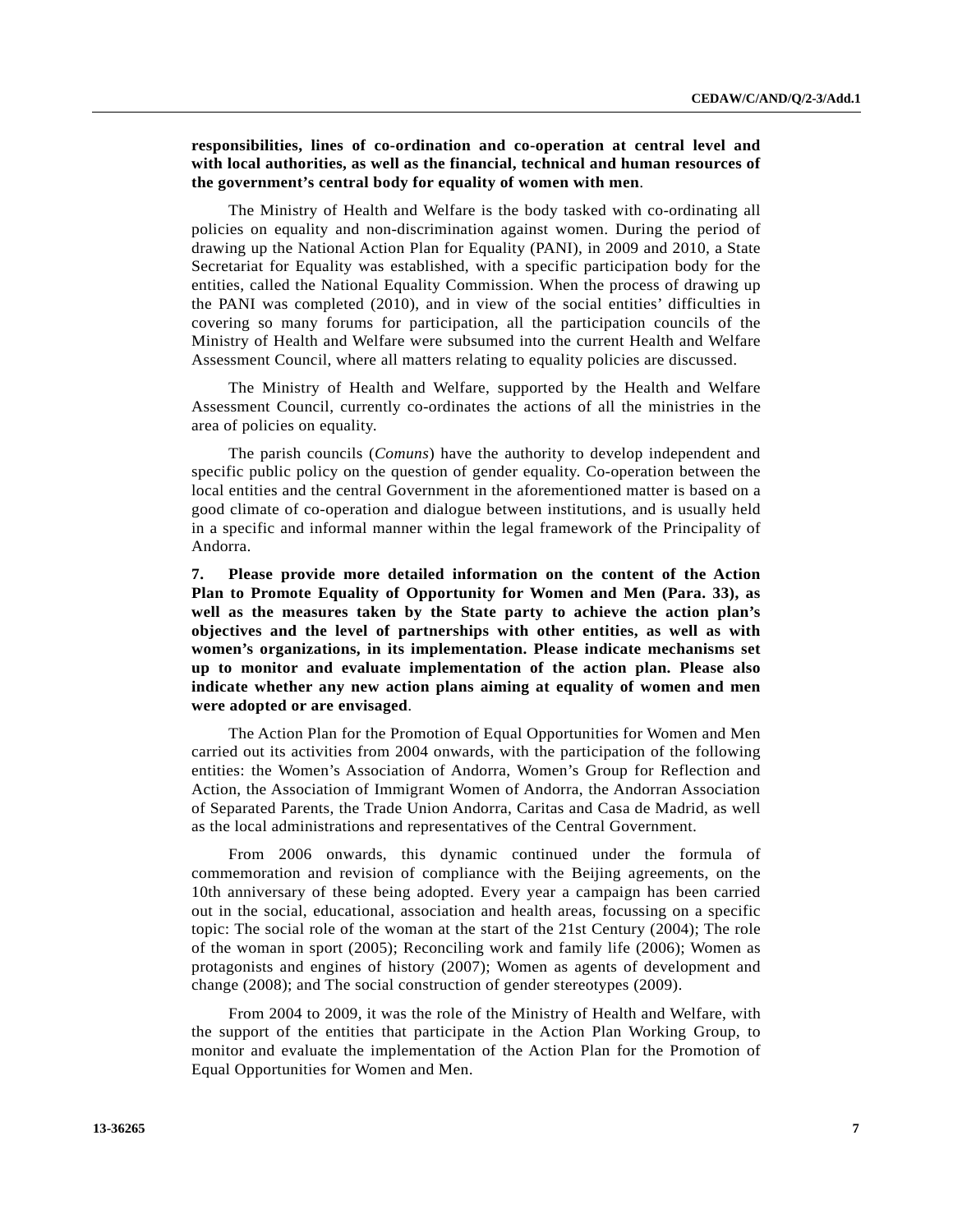**responsibilities, lines of co-ordination and co-operation at central level and with local authorities, as well as the financial, technical and human resources of the government's central body for equality of women with men**.

The Ministry of Health and Welfare is the body tasked with co-ordinating all policies on equality and non-discrimination against women. During the period of drawing up the National Action Plan for Equality (PANI), in 2009 and 2010, a State Secretariat for Equality was established, with a specific participation body for the entities, called the National Equality Commission. When the process of drawing up the PANI was completed (2010), and in view of the social entities' difficulties in covering so many forums for participation, all the participation councils of the Ministry of Health and Welfare were subsumed into the current Health and Welfare Assessment Council, where all matters relating to equality policies are discussed.

The Ministry of Health and Welfare, supported by the Health and Welfare Assessment Council, currently co-ordinates the actions of all the ministries in the area of policies on equality.

The parish councils (*Comuns*) have the authority to develop independent and specific public policy on the question of gender equality. Co-operation between the local entities and the central Government in the aforementioned matter is based on a good climate of co-operation and dialogue between institutions, and is usually held in a specific and informal manner within the legal framework of the Principality of Andorra.

**7. Please provide more detailed information on the content of the Action Plan to Promote Equality of Opportunity for Women and Men (Para. 33), as well as the measures taken by the State party to achieve the action plan's objectives and the level of partnerships with other entities, as well as with women's organizations, in its implementation. Please indicate mechanisms set up to monitor and evaluate implementation of the action plan. Please also indicate whether any new action plans aiming at equality of women and men were adopted or are envisaged**.

The Action Plan for the Promotion of Equal Opportunities for Women and Men carried out its activities from 2004 onwards, with the participation of the following entities: the Women's Association of Andorra, Women's Group for Reflection and Action, the Association of Immigrant Women of Andorra, the Andorran Association of Separated Parents, the Trade Union Andorra, Caritas and Casa de Madrid, as well as the local administrations and representatives of the Central Government.

From 2006 onwards, this dynamic continued under the formula of commemoration and revision of compliance with the Beijing agreements, on the 10th anniversary of these being adopted. Every year a campaign has been carried out in the social, educational, association and health areas, focussing on a specific topic: The social role of the woman at the start of the 21st Century (2004); The role of the woman in sport (2005); Reconciling work and family life (2006); Women as protagonists and engines of history (2007); Women as agents of development and change (2008); and The social construction of gender stereotypes (2009).

From 2004 to 2009, it was the role of the Ministry of Health and Welfare, with the support of the entities that participate in the Action Plan Working Group, to monitor and evaluate the implementation of the Action Plan for the Promotion of Equal Opportunities for Women and Men.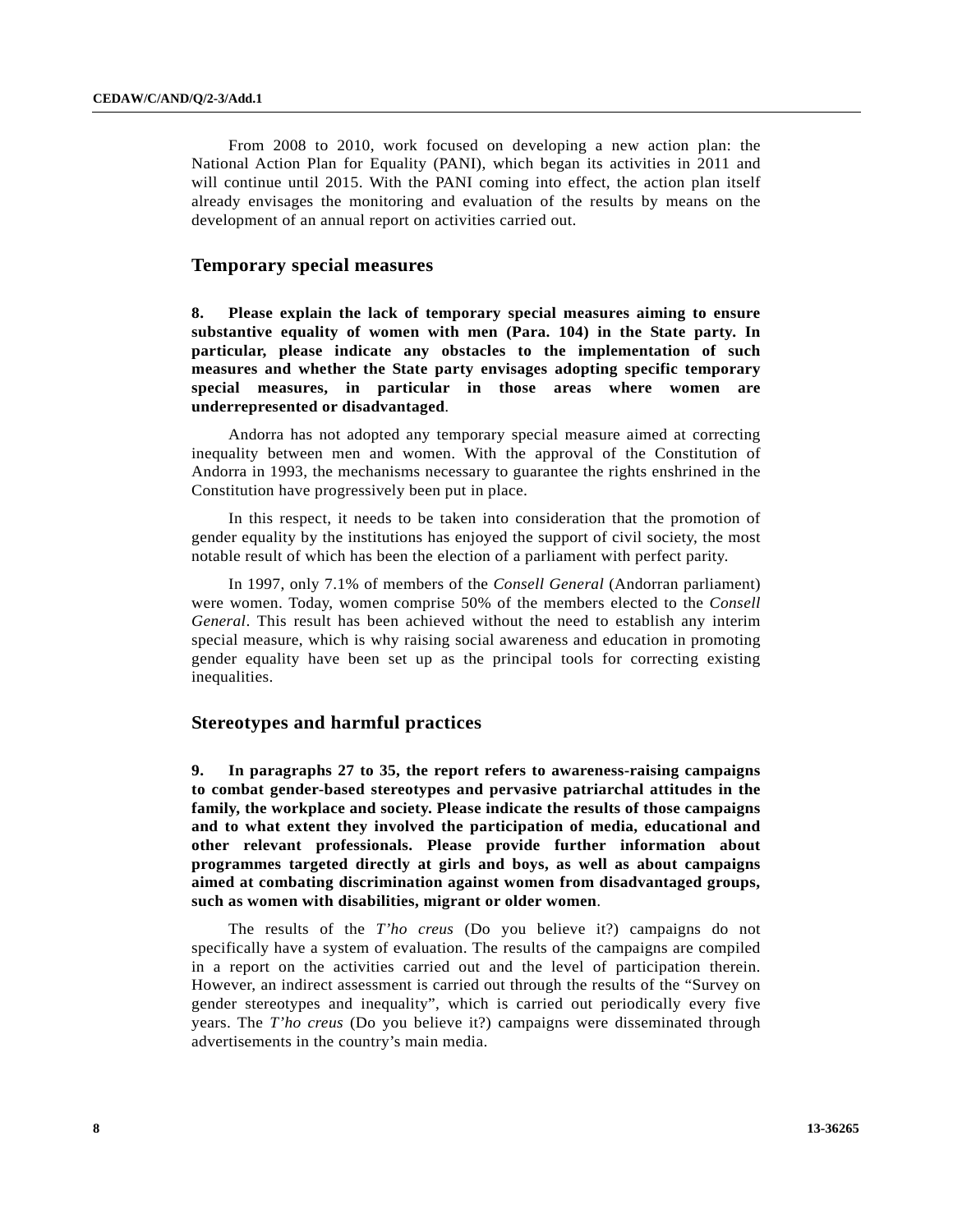From 2008 to 2010, work focused on developing a new action plan: the National Action Plan for Equality (PANI), which began its activities in 2011 and will continue until 2015. With the PANI coming into effect, the action plan itself already envisages the monitoring and evaluation of the results by means on the development of an annual report on activities carried out.

## Temporary special measures

**8. Please explain the lack of temporary special measures aiming to ensure substantive equality of women with men (Para. 104) in the State party. In particular, please indicate any obstacles to the implementation of such measures and whether the State party envisages adopting specific temporary special measures, in particular in those areas where women are underrepresented or disadvantaged**.

Andorra has not adopted any temporary special measure aimed at correcting inequality between men and women. With the approval of the Constitution of Andorra in 1993, the mechanisms necessary to guarantee the rights enshrined in the Constitution have progressively been put in place.

In this respect, it needs to be taken into consideration that the promotion of gender equality by the institutions has enjoyed the support of civil society, the most notable result of which has been the election of a parliament with perfect parity.

In 1997, only 7.1% of members of the *Consell General* (Andorran parliament) were women. Today, women comprise 50% of the members elected to the *Consell General*. This result has been achieved without the need to establish any interim special measure, which is why raising social awareness and education in promoting gender equality have been set up as the principal tools for correcting existing inequalities.

## Stereotypes and harmful practices

**9. In paragraphs 27 to 35, the report refers to awareness-raising campaigns to combat gender-based stereotypes and pervasive patriarchal attitudes in the family, the workplace and society. Please indicate the results of those campaigns and to what extent they involved the participation of media, educational and other relevant professionals. Please provide further information about programmes targeted directly at girls and boys, as well as about campaigns aimed at combating discrimination against women from disadvantaged groups, such as women with disabilities, migrant or older women**.

The results of the *T'ho creus* (Do you believe it?) campaigns do not specifically have a system of evaluation. The results of the campaigns are compiled in a report on the activities carried out and the level of participation therein. However, an indirect assessment is carried out through the results of the "Survey on gender stereotypes and inequality", which is carried out periodically every five years. The *T'ho creus* (Do you believe it?) campaigns were disseminated through advertisements in the country's main media.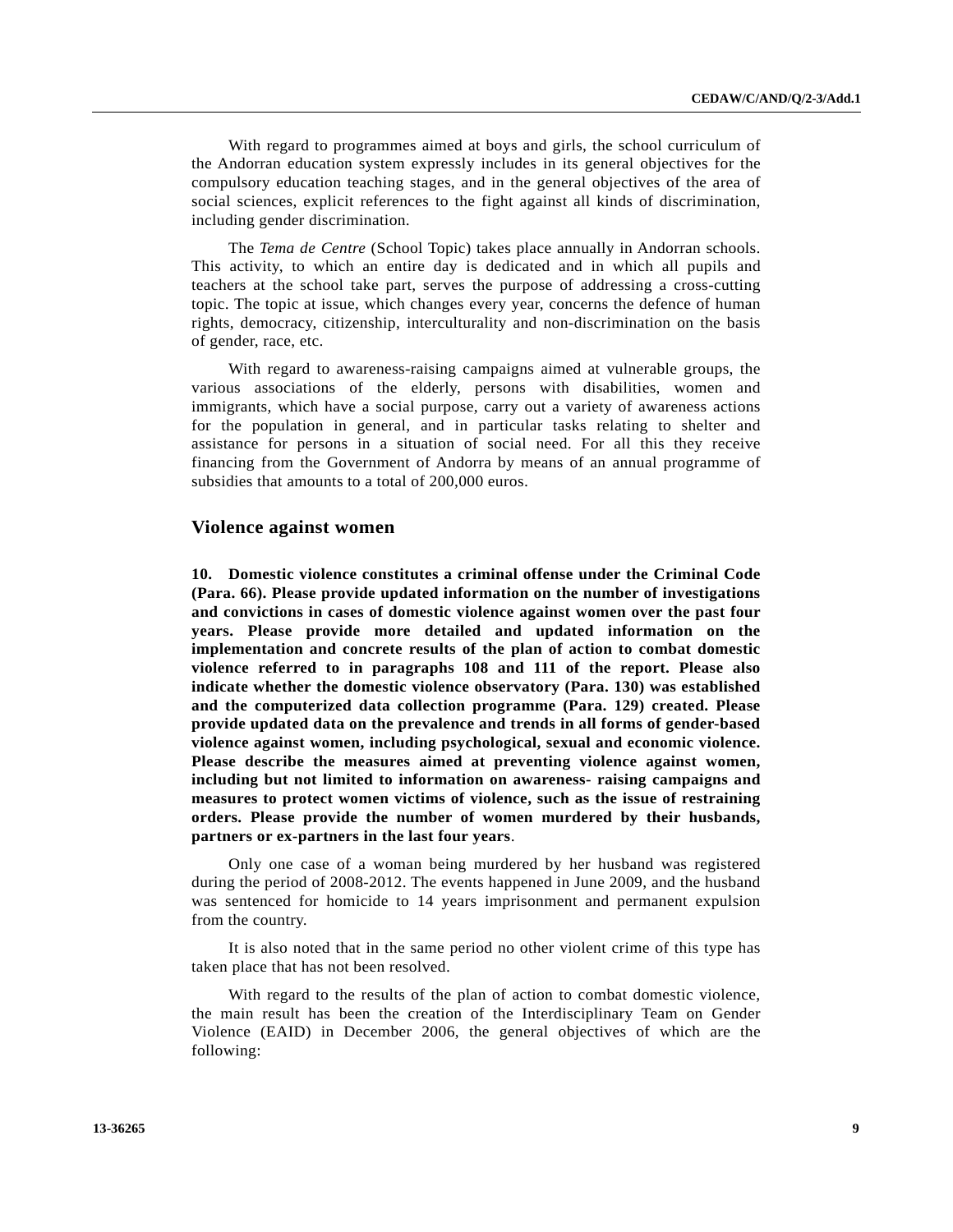With regard to programmes aimed at boys and girls, the school curriculum of the Andorran education system expressly includes in its general objectives for the compulsory education teaching stages, and in the general objectives of the area of social sciences, explicit references to the fight against all kinds of discrimination, including gender discrimination.

The *Tema de Centre* (School Topic) takes place annually in Andorran schools. This activity, to which an entire day is dedicated and in which all pupils and teachers at the school take part, serves the purpose of addressing a cross-cutting topic. The topic at issue, which changes every year, concerns the defence of human rights, democracy, citizenship, interculturality and non-discrimination on the basis of gender, race, etc.

With regard to awareness-raising campaigns aimed at vulnerable groups, the various associations of the elderly, persons with disabilities, women and immigrants, which have a social purpose, carry out a variety of awareness actions for the population in general, and in particular tasks relating to shelter and assistance for persons in a situation of social need. For all this they receive financing from the Government of Andorra by means of an annual programme of subsidies that amounts to a total of 200,000 euros.

## Violence against women

**10. Domestic violence constitutes a criminal offense under the Criminal Code (Para. 66). Please provide updated information on the number of investigations and convictions in cases of domestic violence against women over the past four years. Please provide more detailed and updated information on the implementation and concrete results of the plan of action to combat domestic violence referred to in paragraphs 108 and 111 of the report. Please also indicate whether the domestic violence observatory (Para. 130) was established and the computerized data collection programme (Para. 129) created. Please provide updated data on the prevalence and trends in all forms of gender-based violence against women, including psychological, sexual and economic violence. Please describe the measures aimed at preventing violence against women, including but not limited to information on awareness- raising campaigns and measures to protect women victims of violence, such as the issue of restraining orders. Please provide the number of women murdered by their husbands, partners or ex-partners in the last four years**.

Only one case of a woman being murdered by her husband was registered during the period of 2008-2012. The events happened in June 2009, and the husband was sentenced for homicide to 14 years imprisonment and permanent expulsion from the country.

It is also noted that in the same period no other violent crime of this type has taken place that has not been resolved.

With regard to the results of the plan of action to combat domestic violence, the main result has been the creation of the Interdisciplinary Team on Gender Violence (EAID) in December 2006, the general objectives of which are the following: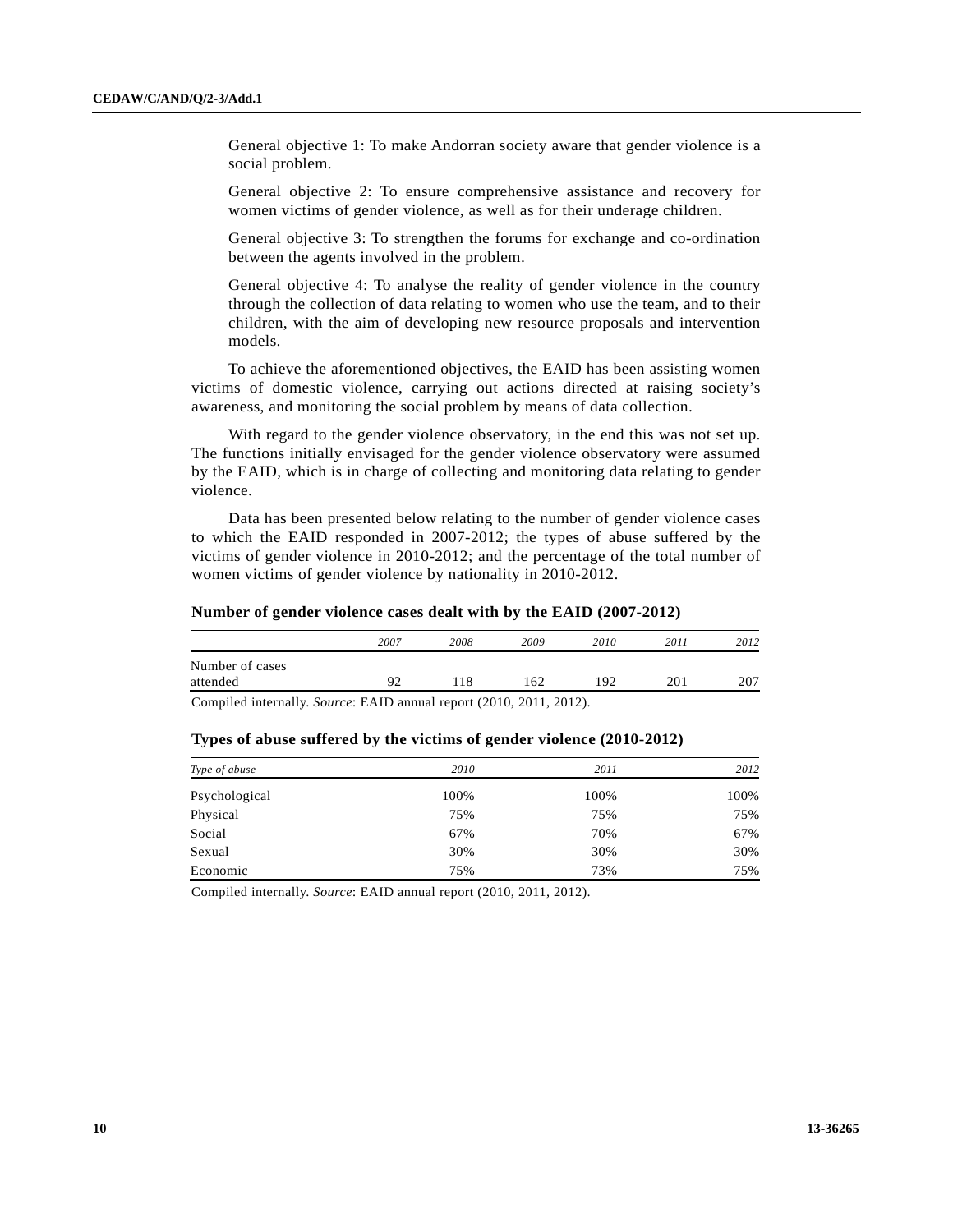General objective 1: To make Andorran society aware that gender violence is a social problem.

General objective 2: To ensure comprehensive assistance and recovery for women victims of gender violence, as well as for their underage children.

General objective 3: To strengthen the forums for exchange and co-ordination between the agents involved in the problem.

General objective 4: To analyse the reality of gender violence in the country through the collection of data relating to women who use the team, and to their children, with the aim of developing new resource proposals and intervention models.

To achieve the aforementioned objectives, the EAID has been assisting women victims of domestic violence, carrying out actions directed at raising society's awareness, and monitoring the social problem by means of data collection.

With regard to the gender violence observatory, in the end this was not set up. The functions initially envisaged for the gender violence observatory were assumed by the EAID, which is in charge of collecting and monitoring data relating to gender violence.

Data has been presented below relating to the number of gender violence cases to which the EAID responded in 2007-2012; the types of abuse suffered by the victims of gender violence in 2010-2012; and the percentage of the total number of women victims of gender violence by nationality in 2010-2012.

**Number of gender violence cases dealt with by the EAID (2007-2012)**

| | *2007* | *2008* | *2009* | *2010* | *2011* | *2012* |
|---|---|---|---|---|---|---|
| Number of cases attended | 92 | 118 | 162 | 192 | 201 | 207 |

Compiled internally. *Source*: EAID annual report (2010, 2011, 2012).

**Types of abuse suffered by the victims of gender violence (2010-2012)**

| *Type of abuse* | *2010* | *2011* | *2012* |
|---|---|---|---|
| Psychological | 100% | 100% | 100% |
| Physical | 75% | 75% | 75% |
| Social | 67% | 70% | 67% |
| Sexual | 30% | 30% | 30% |
| Economic | 75% | 73% | 75% |

Compiled internally. *Source*: EAID annual report (2010, 2011, 2012).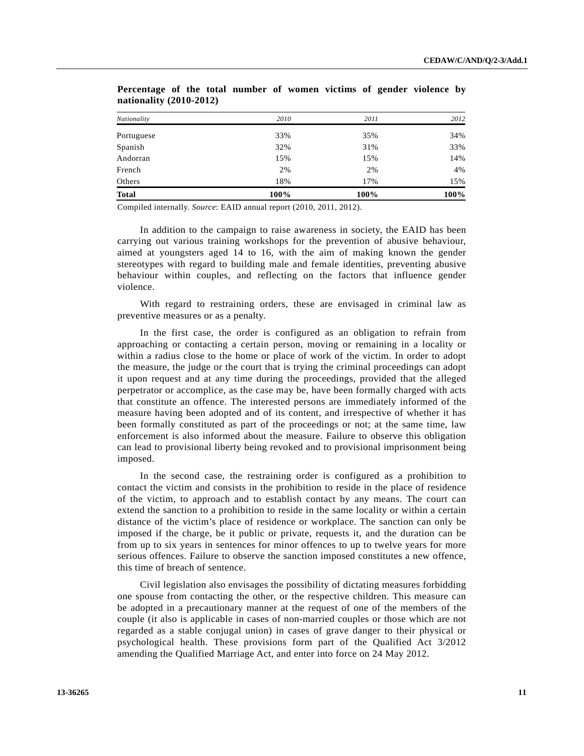**Percentage of the total number of women victims of gender violence by nationality (2010-2012)**

| *Nationality* | *2010* | *2011* | *2012* |
|---|---|---|---|
| Portuguese | 33% | 35% | 34% |
| Spanish | 32% | 31% | 33% |
| Andorran | 15% | 15% | 14% |
| French | 2% | 2% | 4% |
| Others | 18% | 17% | 15% |
| **Total** | **100%** | **100%** | **100%** |

Compiled internally. *Source*: EAID annual report (2010, 2011, 2012).

In addition to the campaign to raise awareness in society, the EAID has been carrying out various training workshops for the prevention of abusive behaviour, aimed at youngsters aged 14 to 16, with the aim of making known the gender stereotypes with regard to building male and female identities, preventing abusive behaviour within couples, and reflecting on the factors that influence gender violence.

With regard to restraining orders, these are envisaged in criminal law as preventive measures or as a penalty.

In the first case, the order is configured as an obligation to refrain from approaching or contacting a certain person, moving or remaining in a locality or within a radius close to the home or place of work of the victim. In order to adopt the measure, the judge or the court that is trying the criminal proceedings can adopt it upon request and at any time during the proceedings, provided that the alleged perpetrator or accomplice, as the case may be, have been formally charged with acts that constitute an offence. The interested persons are immediately informed of the measure having been adopted and of its content, and irrespective of whether it has been formally constituted as part of the proceedings or not; at the same time, law enforcement is also informed about the measure. Failure to observe this obligation can lead to provisional liberty being revoked and to provisional imprisonment being imposed.

In the second case, the restraining order is configured as a prohibition to contact the victim and consists in the prohibition to reside in the place of residence of the victim, to approach and to establish contact by any means. The court can extend the sanction to a prohibition to reside in the same locality or within a certain distance of the victim's place of residence or workplace. The sanction can only be imposed if the charge, be it public or private, requests it, and the duration can be from up to six years in sentences for minor offences to up to twelve years for more serious offences. Failure to observe the sanction imposed constitutes a new offence, this time of breach of sentence.

Civil legislation also envisages the possibility of dictating measures forbidding one spouse from contacting the other, or the respective children. This measure can be adopted in a precautionary manner at the request of one of the members of the couple (it also is applicable in cases of non-married couples or those which are not regarded as a stable conjugal union) in cases of grave danger to their physical or psychological health. These provisions form part of the Qualified Act 3/2012 amending the Qualified Marriage Act, and enter into force on 24 May 2012.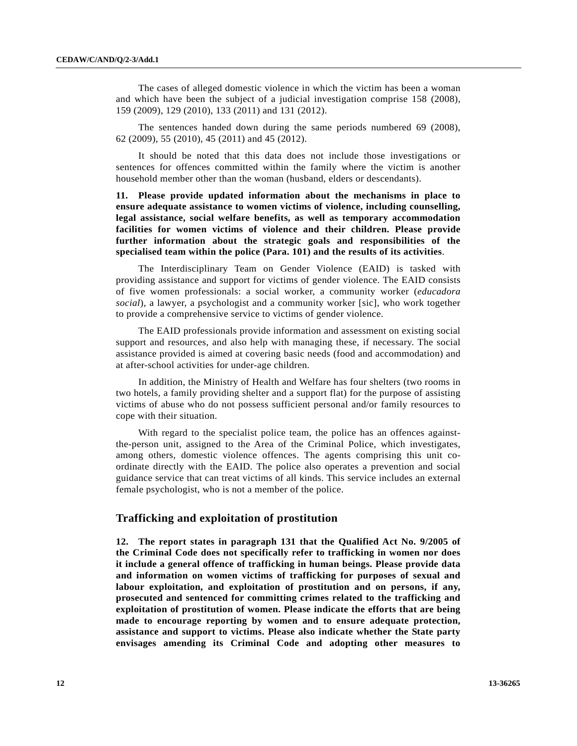The cases of alleged domestic violence in which the victim has been a woman and which have been the subject of a judicial investigation comprise 158 (2008), 159 (2009), 129 (2010), 133 (2011) and 131 (2012).

The sentences handed down during the same periods numbered 69 (2008), 62 (2009), 55 (2010), 45 (2011) and 45 (2012).

It should be noted that this data does not include those investigations or sentences for offences committed within the family where the victim is another household member other than the woman (husband, elders or descendants).

**11. Please provide updated information about the mechanisms in place to ensure adequate assistance to women victims of violence, including counselling, legal assistance, social welfare benefits, as well as temporary accommodation facilities for women victims of violence and their children. Please provide further information about the strategic goals and responsibilities of the specialised team within the police (Para. 101) and the results of its activities**.

The Interdisciplinary Team on Gender Violence (EAID) is tasked with providing assistance and support for victims of gender violence. The EAID consists of five women professionals: a social worker, a community worker (*educadora social*), a lawyer, a psychologist and a community worker [sic], who work together to provide a comprehensive service to victims of gender violence.

The EAID professionals provide information and assessment on existing social support and resources, and also help with managing these, if necessary. The social assistance provided is aimed at covering basic needs (food and accommodation) and at after-school activities for under-age children.

In addition, the Ministry of Health and Welfare has four shelters (two rooms in two hotels, a family providing shelter and a support flat) for the purpose of assisting victims of abuse who do not possess sufficient personal and/or family resources to cope with their situation.

With regard to the specialist police team, the police has an offences against-the-person unit, assigned to the Area of the Criminal Police, which investigates, among others, domestic violence offences. The agents comprising this unit co-ordinate directly with the EAID. The police also operates a prevention and social guidance service that can treat victims of all kinds. This service includes an external female psychologist, who is not a member of the police.

## Trafficking and exploitation of prostitution

**12. The report states in paragraph 131 that the Qualified Act No. 9/2005 of the Criminal Code does not specifically refer to trafficking in women nor does it include a general offence of trafficking in human beings. Please provide data and information on women victims of trafficking for purposes of sexual and labour exploitation, and exploitation of prostitution and on persons, if any, prosecuted and sentenced for committing crimes related to the trafficking and exploitation of prostitution of women. Please indicate the efforts that are being made to encourage reporting by women and to ensure adequate protection, assistance and support to victims. Please also indicate whether the State party envisages amending its Criminal Code and adopting other measures to**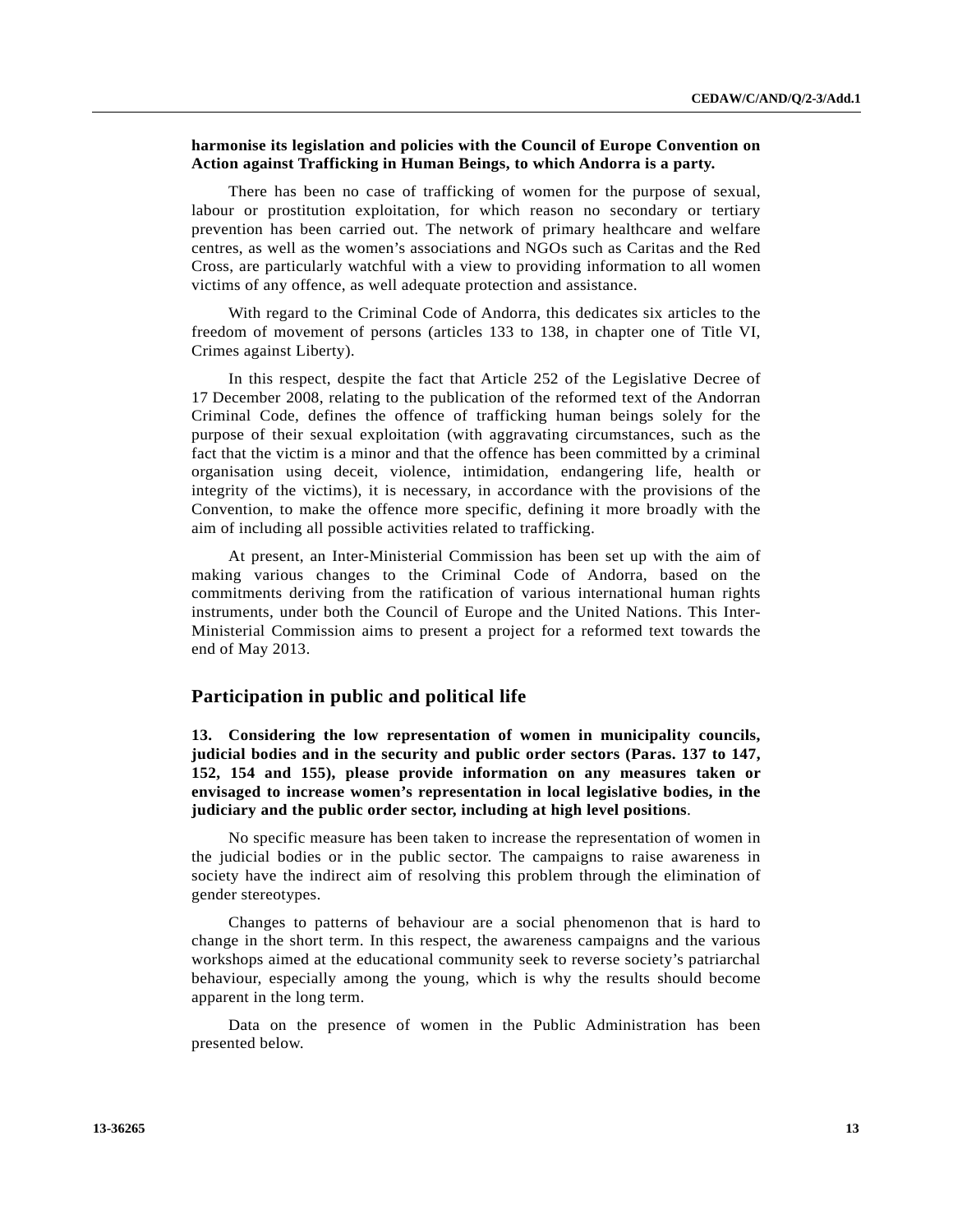**harmonise its legislation and policies with the Council of Europe Convention on Action against Trafficking in Human Beings, to which Andorra is a party.**

There has been no case of trafficking of women for the purpose of sexual, labour or prostitution exploitation, for which reason no secondary or tertiary prevention has been carried out. The network of primary healthcare and welfare centres, as well as the women's associations and NGOs such as Caritas and the Red Cross, are particularly watchful with a view to providing information to all women victims of any offence, as well adequate protection and assistance.

With regard to the Criminal Code of Andorra, this dedicates six articles to the freedom of movement of persons (articles 133 to 138, in chapter one of Title VI, Crimes against Liberty).

In this respect, despite the fact that Article 252 of the Legislative Decree of 17 December 2008, relating to the publication of the reformed text of the Andorran Criminal Code, defines the offence of trafficking human beings solely for the purpose of their sexual exploitation (with aggravating circumstances, such as the fact that the victim is a minor and that the offence has been committed by a criminal organisation using deceit, violence, intimidation, endangering life, health or integrity of the victims), it is necessary, in accordance with the provisions of the Convention, to make the offence more specific, defining it more broadly with the aim of including all possible activities related to trafficking.

At present, an Inter-Ministerial Commission has been set up with the aim of making various changes to the Criminal Code of Andorra, based on the commitments deriving from the ratification of various international human rights instruments, under both the Council of Europe and the United Nations. This Inter-Ministerial Commission aims to present a project for a reformed text towards the end of May 2013.

## Participation in public and political life

**13. Considering the low representation of women in municipality councils, judicial bodies and in the security and public order sectors (Paras. 137 to 147, 152, 154 and 155), please provide information on any measures taken or envisaged to increase women's representation in local legislative bodies, in the judiciary and the public order sector, including at high level positions**.

No specific measure has been taken to increase the representation of women in the judicial bodies or in the public sector. The campaigns to raise awareness in society have the indirect aim of resolving this problem through the elimination of gender stereotypes.

Changes to patterns of behaviour are a social phenomenon that is hard to change in the short term. In this respect, the awareness campaigns and the various workshops aimed at the educational community seek to reverse society's patriarchal behaviour, especially among the young, which is why the results should become apparent in the long term.

Data on the presence of women in the Public Administration has been presented below.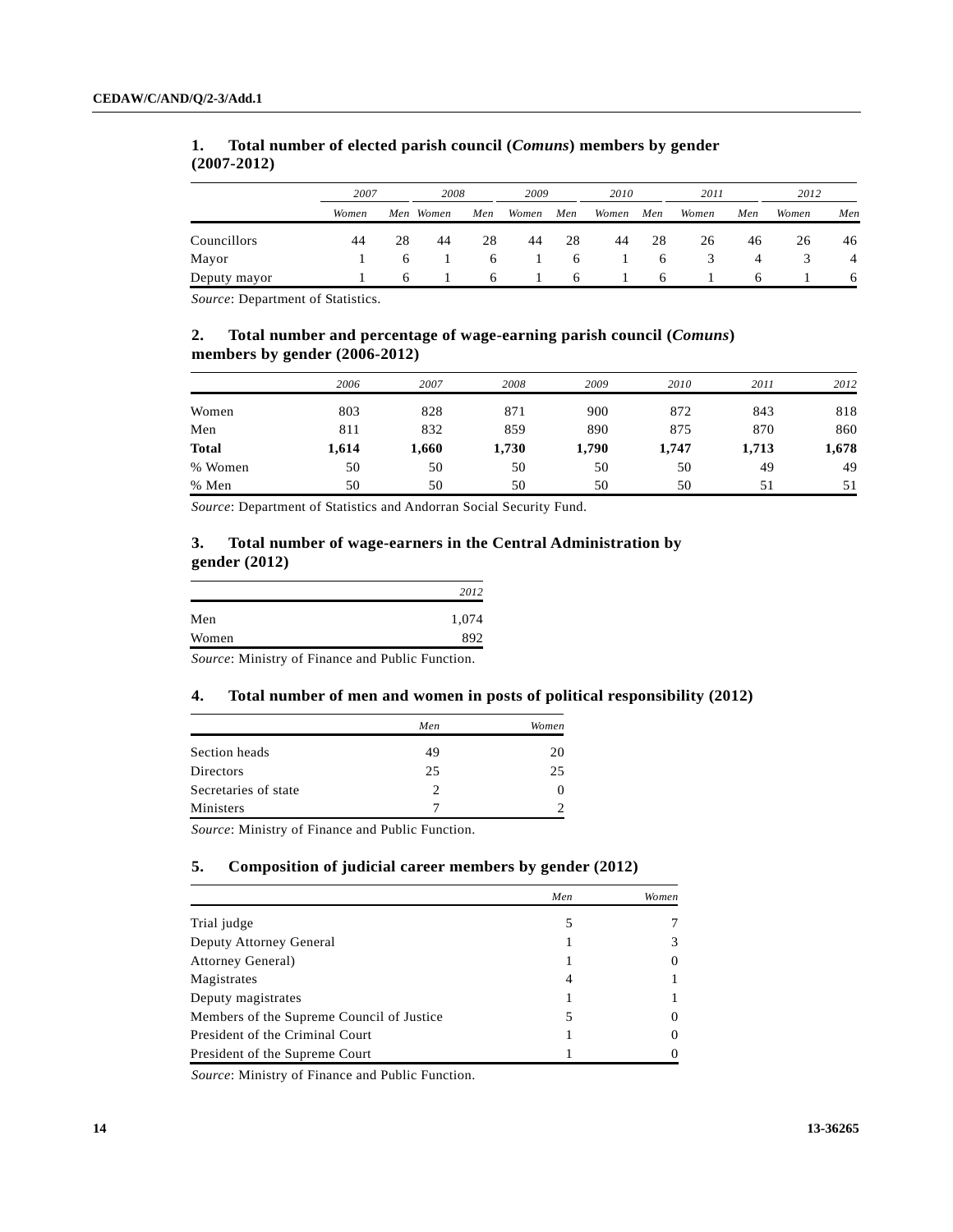### 1. Total number of elected parish council (*Comuns*) members by gender (2007-2012)

| | 2007 | | 2008 | | 2009 | | 2010 | | 2011 | | 2012 | |
|---|---|---|---|---|---|---|---|---|---|---|---|---|
| | *Women* | *Men* | *Women* | *Men* | *Women* | *Men* | *Women* | *Men* | *Women* | *Men* | *Women* | *Men* |
| Councillors | 44 | 28 | 44 | 28 | 44 | 28 | 44 | 28 | 26 | 46 | 26 | 46 |
| Mayor | 1 | 6 | 1 | 6 | 1 | 6 | 1 | 6 | 3 | 4 | 3 | 4 |
| Deputy mayor | 1 | 6 | 1 | 6 | 1 | 6 | 1 | 6 | 1 | 6 | 1 | 6 |

*Source*: Department of Statistics.

### 2. Total number and percentage of wage-earning parish council (*Comuns*) members by gender (2006-2012)

| | 2006 | 2007 | 2008 | 2009 | 2010 | 2011 | 2012 |
|---|---|---|---|---|---|---|---|
| Women | 803 | 828 | 871 | 900 | 872 | 843 | 818 |
| Men | 811 | 832 | 859 | 890 | 875 | 870 | 860 |
| **Total** | **1,614** | **1,660** | **1,730** | **1,790** | **1,747** | **1,713** | **1,678** |
| % Women | 50 | 50 | 50 | 50 | 50 | 49 | 49 |
| % Men | 50 | 50 | 50 | 50 | 50 | 51 | 51 |

*Source*: Department of Statistics and Andorran Social Security Fund.

### 3. Total number of wage-earners in the Central Administration by gender (2012)

| | 2012 |
|---|---|
| Men | 1,074 |
| Women | 892 |

*Source*: Ministry of Finance and Public Function.

### 4. Total number of men and women in posts of political responsibility (2012)

| | Men | Women |
|---|---|---|
| Section heads | 49 | 20 |
| Directors | 25 | 25 |
| Secretaries of state | 2 | 0 |
| Ministers | 7 | 2 |

*Source*: Ministry of Finance and Public Function.

### 5. Composition of judicial career members by gender (2012)

| | Men | Women |
|---|---|---|
| Trial judge | 5 | 7 |
| Deputy Attorney General | 1 | 3 |
| Attorney General) | 1 | 0 |
| Magistrates | 4 | 1 |
| Deputy magistrates | 1 | 1 |
| Members of the Supreme Council of Justice | 5 | 0 |
| President of the Criminal Court | 1 | 0 |
| President of the Supreme Court | 1 | 0 |

*Source*: Ministry of Finance and Public Function.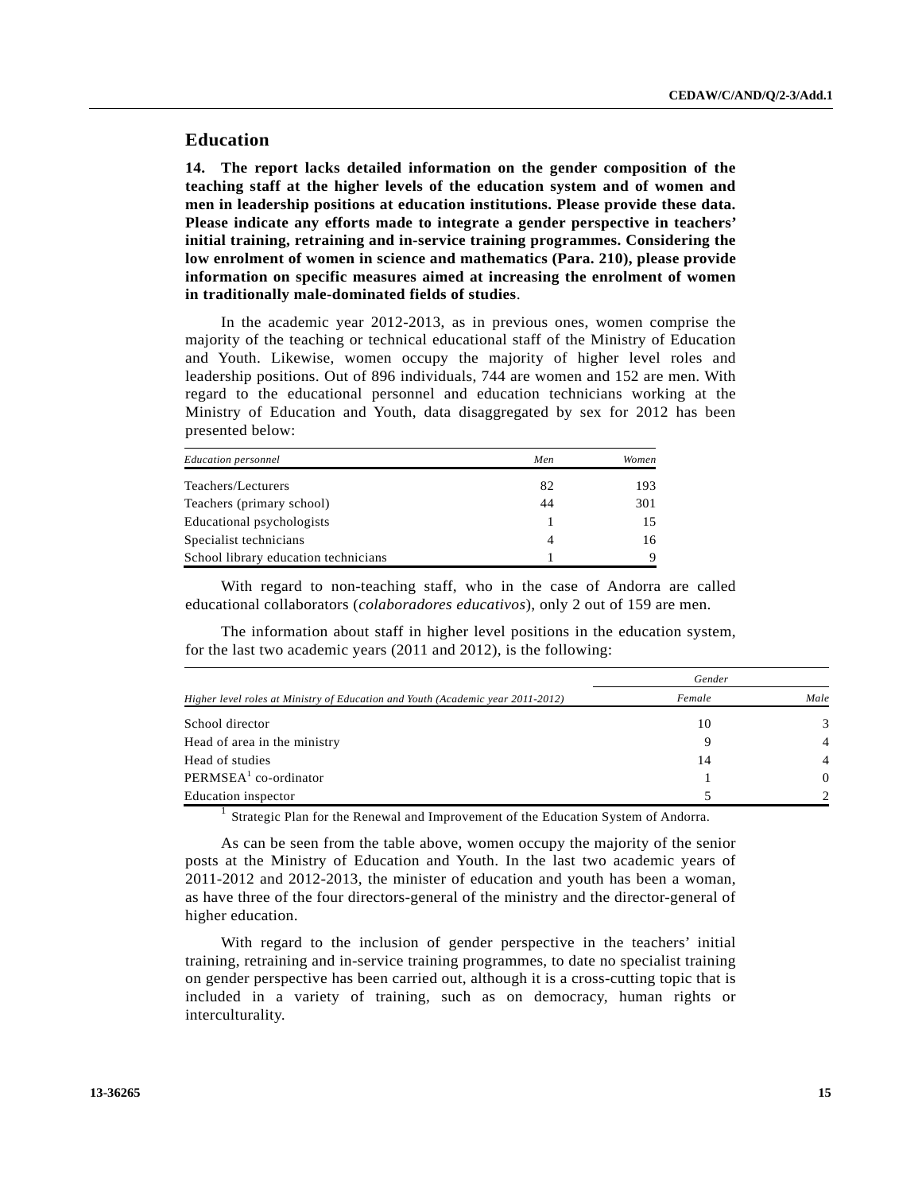## Education

**14. The report lacks detailed information on the gender composition of the teaching staff at the higher levels of the education system and of women and men in leadership positions at education institutions. Please provide these data. Please indicate any efforts made to integrate a gender perspective in teachers' initial training, retraining and in-service training programmes. Considering the low enrolment of women in science and mathematics (Para. 210), please provide information on specific measures aimed at increasing the enrolment of women in traditionally male-dominated fields of studies**.

In the academic year 2012-2013, as in previous ones, women comprise the majority of the teaching or technical educational staff of the Ministry of Education and Youth. Likewise, women occupy the majority of higher level roles and leadership positions. Out of 896 individuals, 744 are women and 152 are men. With regard to the educational personnel and education technicians working at the Ministry of Education and Youth, data disaggregated by sex for 2012 has been presented below:

| *Education personnel* | *Men* | *Women* |
| --- | --- | --- |
| Teachers/Lecturers | 82 | 193 |
| Teachers (primary school) | 44 | 301 |
| Educational psychologists | 1 | 15 |
| Specialist technicians | 4 | 16 |
| School library education technicians | 1 | 9 |

With regard to non-teaching staff, who in the case of Andorra are called educational collaborators (*colaboradores educativos*), only 2 out of 159 are men.

The information about staff in higher level positions in the education system, for the last two academic years (2011 and 2012), is the following:

| | *Gender* | |
| --- | --- | --- |
| *Higher level roles at Ministry of Education and Youth (Academic year 2011-2012)* | *Female* | *Male* |
| School director | 10 | 3 |
| Head of area in the ministry | 9 | 4 |
| Head of studies | 14 | 4 |
| PERMSEA[1] co-ordinator | 1 | 0 |
| Education inspector | 5 | 2 |

[1] Strategic Plan for the Renewal and Improvement of the Education System of Andorra.

As can be seen from the table above, women occupy the majority of the senior posts at the Ministry of Education and Youth. In the last two academic years of 2011-2012 and 2012-2013, the minister of education and youth has been a woman, as have three of the four directors-general of the ministry and the director-general of higher education.

With regard to the inclusion of gender perspective in the teachers' initial training, retraining and in-service training programmes, to date no specialist training on gender perspective has been carried out, although it is a cross-cutting topic that is included in a variety of training, such as on democracy, human rights or interculturality.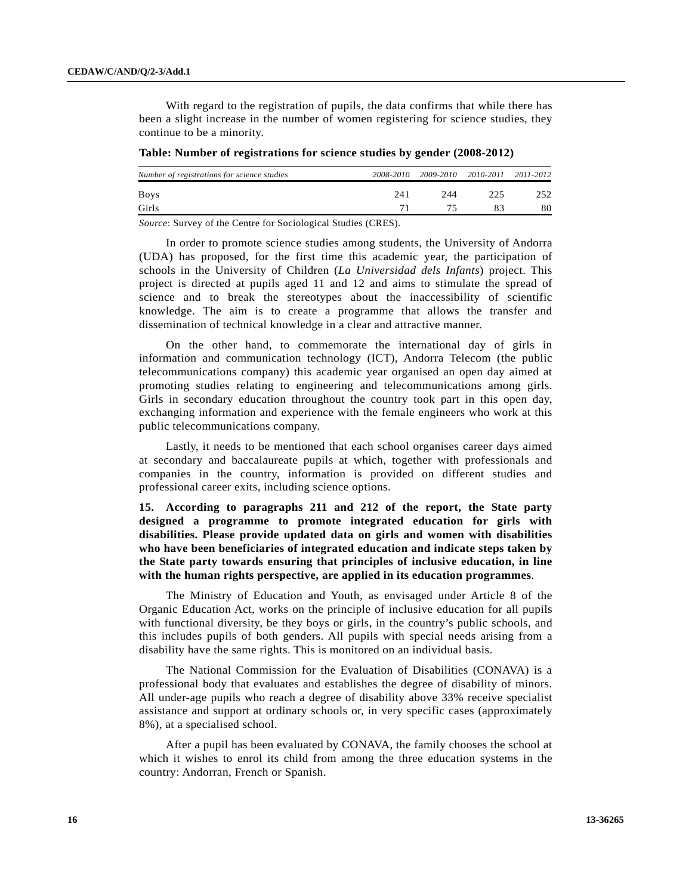With regard to the registration of pupils, the data confirms that while there has been a slight increase in the number of women registering for science studies, they continue to be a minority.

**Table: Number of registrations for science studies by gender (2008-2012)**

| *Number of registrations for science studies* | *2008-2010* | *2009-2010* | *2010-2011* | *2011-2012* |
|---|---|---|---|---|
| Boys | 241 | 244 | 225 | 252 |
| Girls | 71 | 75 | 83 | 80 |

*Source*: Survey of the Centre for Sociological Studies (CRES).

In order to promote science studies among students, the University of Andorra (UDA) has proposed, for the first time this academic year, the participation of schools in the University of Children (*La Universidad dels Infants*) project. This project is directed at pupils aged 11 and 12 and aims to stimulate the spread of science and to break the stereotypes about the inaccessibility of scientific knowledge. The aim is to create a programme that allows the transfer and dissemination of technical knowledge in a clear and attractive manner.

On the other hand, to commemorate the international day of girls in information and communication technology (ICT), Andorra Telecom (the public telecommunications company) this academic year organised an open day aimed at promoting studies relating to engineering and telecommunications among girls. Girls in secondary education throughout the country took part in this open day, exchanging information and experience with the female engineers who work at this public telecommunications company.

Lastly, it needs to be mentioned that each school organises career days aimed at secondary and baccalaureate pupils at which, together with professionals and companies in the country, information is provided on different studies and professional career exits, including science options.

**15. According to paragraphs 211 and 212 of the report, the State party designed a programme to promote integrated education for girls with disabilities. Please provide updated data on girls and women with disabilities who have been beneficiaries of integrated education and indicate steps taken by the State party towards ensuring that principles of inclusive education, in line with the human rights perspective, are applied in its education programmes**.

The Ministry of Education and Youth, as envisaged under Article 8 of the Organic Education Act, works on the principle of inclusive education for all pupils with functional diversity, be they boys or girls, in the country's public schools, and this includes pupils of both genders. All pupils with special needs arising from a disability have the same rights. This is monitored on an individual basis.

The National Commission for the Evaluation of Disabilities (CONAVA) is a professional body that evaluates and establishes the degree of disability of minors. All under-age pupils who reach a degree of disability above 33% receive specialist assistance and support at ordinary schools or, in very specific cases (approximately 8%), at a specialised school.

After a pupil has been evaluated by CONAVA, the family chooses the school at which it wishes to enrol its child from among the three education systems in the country: Andorran, French or Spanish.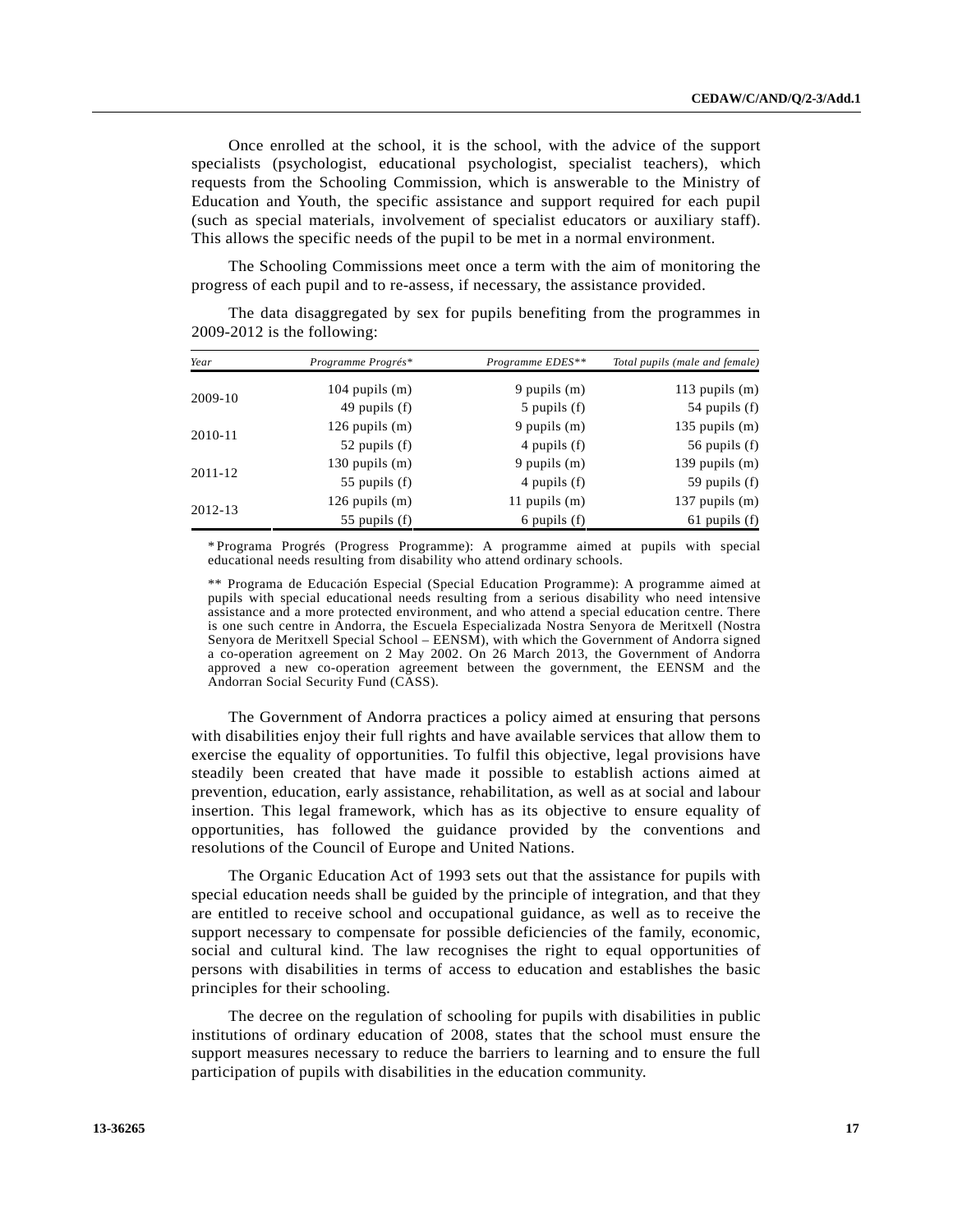Once enrolled at the school, it is the school, with the advice of the support specialists (psychologist, educational psychologist, specialist teachers), which requests from the Schooling Commission, which is answerable to the Ministry of Education and Youth, the specific assistance and support required for each pupil (such as special materials, involvement of specialist educators or auxiliary staff). This allows the specific needs of the pupil to be met in a normal environment.

The Schooling Commissions meet once a term with the aim of monitoring the progress of each pupil and to re-assess, if necessary, the assistance provided.

The data disaggregated by sex for pupils benefiting from the programmes in 2009-2012 is the following:

| *Year* | *Programme Progrés\** | *Programme EDES\*\** | *Total pupils (male and female)* |
|---|---|---|---|
| 2009-10 | 104 pupils (m) | 9 pupils (m) | 113 pupils (m) |
| | 49 pupils (f) | 5 pupils (f) | 54 pupils (f) |
| 2010-11 | 126 pupils (m) | 9 pupils (m) | 135 pupils (m) |
| | 52 pupils (f) | 4 pupils (f) | 56 pupils (f) |
| 2011-12 | 130 pupils (m) | 9 pupils (m) | 139 pupils (m) |
| | 55 pupils (f) | 4 pupils (f) | 59 pupils (f) |
| 2012-13 | 126 pupils (m) | 11 pupils (m) | 137 pupils (m) |
| | 55 pupils (f) | 6 pupils (f) | 61 pupils (f) |

\* Programa Progrés (Progress Programme): A programme aimed at pupils with special educational needs resulting from disability who attend ordinary schools.

\*\* Programa de Educación Especial (Special Education Programme): A programme aimed at pupils with special educational needs resulting from a serious disability who need intensive assistance and a more protected environment, and who attend a special education centre. There is one such centre in Andorra, the Escuela Especializada Nostra Senyora de Meritxell (Nostra Senyora de Meritxell Special School – EENSM), with which the Government of Andorra signed a co-operation agreement on 2 May 2002. On 26 March 2013, the Government of Andorra approved a new co-operation agreement between the government, the EENSM and the Andorran Social Security Fund (CASS).

The Government of Andorra practices a policy aimed at ensuring that persons with disabilities enjoy their full rights and have available services that allow them to exercise the equality of opportunities. To fulfil this objective, legal provisions have steadily been created that have made it possible to establish actions aimed at prevention, education, early assistance, rehabilitation, as well as at social and labour insertion. This legal framework, which has as its objective to ensure equality of opportunities, has followed the guidance provided by the conventions and resolutions of the Council of Europe and United Nations.

The Organic Education Act of 1993 sets out that the assistance for pupils with special education needs shall be guided by the principle of integration, and that they are entitled to receive school and occupational guidance, as well as to receive the support necessary to compensate for possible deficiencies of the family, economic, social and cultural kind. The law recognises the right to equal opportunities of persons with disabilities in terms of access to education and establishes the basic principles for their schooling.

The decree on the regulation of schooling for pupils with disabilities in public institutions of ordinary education of 2008, states that the school must ensure the support measures necessary to reduce the barriers to learning and to ensure the full participation of pupils with disabilities in the education community.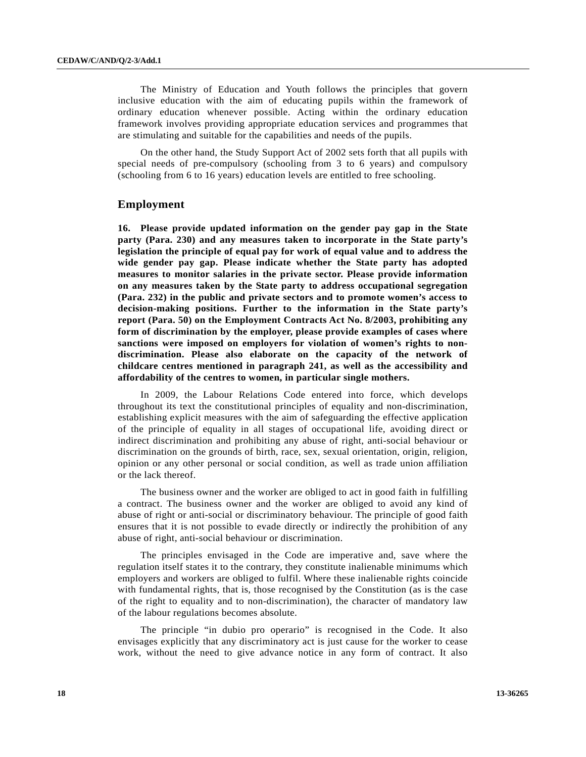The Ministry of Education and Youth follows the principles that govern inclusive education with the aim of educating pupils within the framework of ordinary education whenever possible. Acting within the ordinary education framework involves providing appropriate education services and programmes that are stimulating and suitable for the capabilities and needs of the pupils.

On the other hand, the Study Support Act of 2002 sets forth that all pupils with special needs of pre-compulsory (schooling from 3 to 6 years) and compulsory (schooling from 6 to 16 years) education levels are entitled to free schooling.

## Employment

**16. Please provide updated information on the gender pay gap in the State party (Para. 230) and any measures taken to incorporate in the State party's legislation the principle of equal pay for work of equal value and to address the wide gender pay gap. Please indicate whether the State party has adopted measures to monitor salaries in the private sector. Please provide information on any measures taken by the State party to address occupational segregation (Para. 232) in the public and private sectors and to promote women's access to decision-making positions. Further to the information in the State party's report (Para. 50) on the Employment Contracts Act No. 8/2003, prohibiting any form of discrimination by the employer, please provide examples of cases where sanctions were imposed on employers for violation of women's rights to non-discrimination. Please also elaborate on the capacity of the network of childcare centres mentioned in paragraph 241, as well as the accessibility and affordability of the centres to women, in particular single mothers.**

In 2009, the Labour Relations Code entered into force, which develops throughout its text the constitutional principles of equality and non-discrimination, establishing explicit measures with the aim of safeguarding the effective application of the principle of equality in all stages of occupational life, avoiding direct or indirect discrimination and prohibiting any abuse of right, anti-social behaviour or discrimination on the grounds of birth, race, sex, sexual orientation, origin, religion, opinion or any other personal or social condition, as well as trade union affiliation or the lack thereof.

The business owner and the worker are obliged to act in good faith in fulfilling a contract. The business owner and the worker are obliged to avoid any kind of abuse of right or anti-social or discriminatory behaviour. The principle of good faith ensures that it is not possible to evade directly or indirectly the prohibition of any abuse of right, anti-social behaviour or discrimination.

The principles envisaged in the Code are imperative and, save where the regulation itself states it to the contrary, they constitute inalienable minimums which employers and workers are obliged to fulfil. Where these inalienable rights coincide with fundamental rights, that is, those recognised by the Constitution (as is the case of the right to equality and to non-discrimination), the character of mandatory law of the labour regulations becomes absolute.

The principle "in dubio pro operario" is recognised in the Code. It also envisages explicitly that any discriminatory act is just cause for the worker to cease work, without the need to give advance notice in any form of contract. It also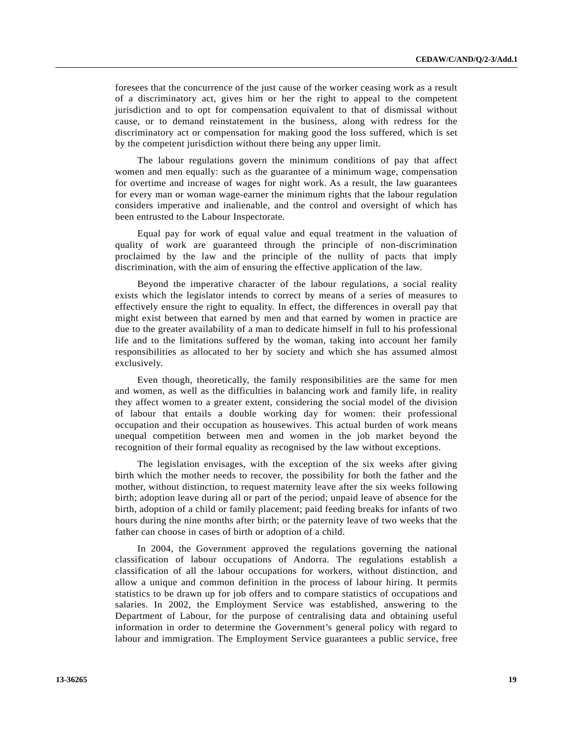foresees that the concurrence of the just cause of the worker ceasing work as a result of a discriminatory act, gives him or her the right to appeal to the competent jurisdiction and to opt for compensation equivalent to that of dismissal without cause, or to demand reinstatement in the business, along with redress for the discriminatory act or compensation for making good the loss suffered, which is set by the competent jurisdiction without there being any upper limit.

The labour regulations govern the minimum conditions of pay that affect women and men equally: such as the guarantee of a minimum wage, compensation for overtime and increase of wages for night work. As a result, the law guarantees for every man or woman wage-earner the minimum rights that the labour regulation considers imperative and inalienable, and the control and oversight of which has been entrusted to the Labour Inspectorate.

Equal pay for work of equal value and equal treatment in the valuation of quality of work are guaranteed through the principle of non-discrimination proclaimed by the law and the principle of the nullity of pacts that imply discrimination, with the aim of ensuring the effective application of the law.

Beyond the imperative character of the labour regulations, a social reality exists which the legislator intends to correct by means of a series of measures to effectively ensure the right to equality. In effect, the differences in overall pay that might exist between that earned by men and that earned by women in practice are due to the greater availability of a man to dedicate himself in full to his professional life and to the limitations suffered by the woman, taking into account her family responsibilities as allocated to her by society and which she has assumed almost exclusively.

Even though, theoretically, the family responsibilities are the same for men and women, as well as the difficulties in balancing work and family life, in reality they affect women to a greater extent, considering the social model of the division of labour that entails a double working day for women: their professional occupation and their occupation as housewives. This actual burden of work means unequal competition between men and women in the job market beyond the recognition of their formal equality as recognised by the law without exceptions.

The legislation envisages, with the exception of the six weeks after giving birth which the mother needs to recover, the possibility for both the father and the mother, without distinction, to request maternity leave after the six weeks following birth; adoption leave during all or part of the period; unpaid leave of absence for the birth, adoption of a child or family placement; paid feeding breaks for infants of two hours during the nine months after birth; or the paternity leave of two weeks that the father can choose in cases of birth or adoption of a child.

In 2004, the Government approved the regulations governing the national classification of labour occupations of Andorra. The regulations establish a classification of all the labour occupations for workers, without distinction, and allow a unique and common definition in the process of labour hiring. It permits statistics to be drawn up for job offers and to compare statistics of occupations and salaries. In 2002, the Employment Service was established, answering to the Department of Labour, for the purpose of centralising data and obtaining useful information in order to determine the Government's general policy with regard to labour and immigration. The Employment Service guarantees a public service, free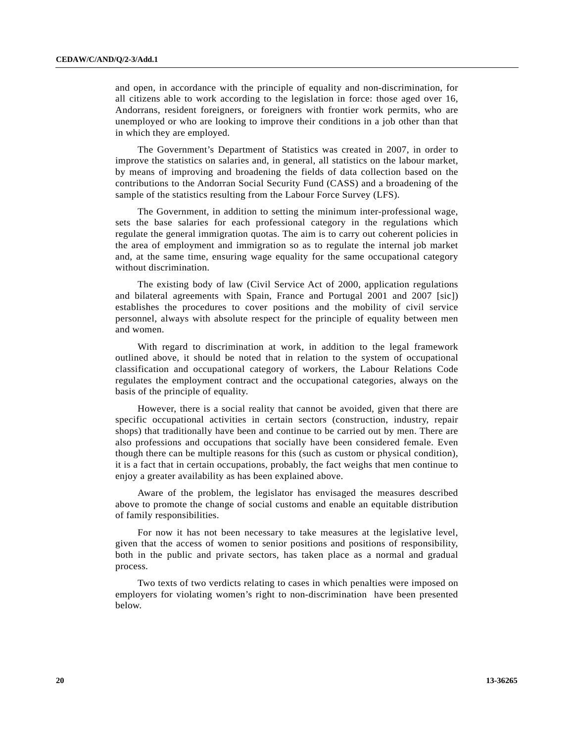and open, in accordance with the principle of equality and non-discrimination, for all citizens able to work according to the legislation in force: those aged over 16, Andorrans, resident foreigners, or foreigners with frontier work permits, who are unemployed or who are looking to improve their conditions in a job other than that in which they are employed.

The Government's Department of Statistics was created in 2007, in order to improve the statistics on salaries and, in general, all statistics on the labour market, by means of improving and broadening the fields of data collection based on the contributions to the Andorran Social Security Fund (CASS) and a broadening of the sample of the statistics resulting from the Labour Force Survey (LFS).

The Government, in addition to setting the minimum inter-professional wage, sets the base salaries for each professional category in the regulations which regulate the general immigration quotas. The aim is to carry out coherent policies in the area of employment and immigration so as to regulate the internal job market and, at the same time, ensuring wage equality for the same occupational category without discrimination.

The existing body of law (Civil Service Act of 2000, application regulations and bilateral agreements with Spain, France and Portugal 2001 and 2007 [sic]) establishes the procedures to cover positions and the mobility of civil service personnel, always with absolute respect for the principle of equality between men and women.

With regard to discrimination at work, in addition to the legal framework outlined above, it should be noted that in relation to the system of occupational classification and occupational category of workers, the Labour Relations Code regulates the employment contract and the occupational categories, always on the basis of the principle of equality.

However, there is a social reality that cannot be avoided, given that there are specific occupational activities in certain sectors (construction, industry, repair shops) that traditionally have been and continue to be carried out by men. There are also professions and occupations that socially have been considered female. Even though there can be multiple reasons for this (such as custom or physical condition), it is a fact that in certain occupations, probably, the fact weighs that men continue to enjoy a greater availability as has been explained above.

Aware of the problem, the legislator has envisaged the measures described above to promote the change of social customs and enable an equitable distribution of family responsibilities.

For now it has not been necessary to take measures at the legislative level, given that the access of women to senior positions and positions of responsibility, both in the public and private sectors, has taken place as a normal and gradual process.

Two texts of two verdicts relating to cases in which penalties were imposed on employers for violating women's right to non-discrimination have been presented below.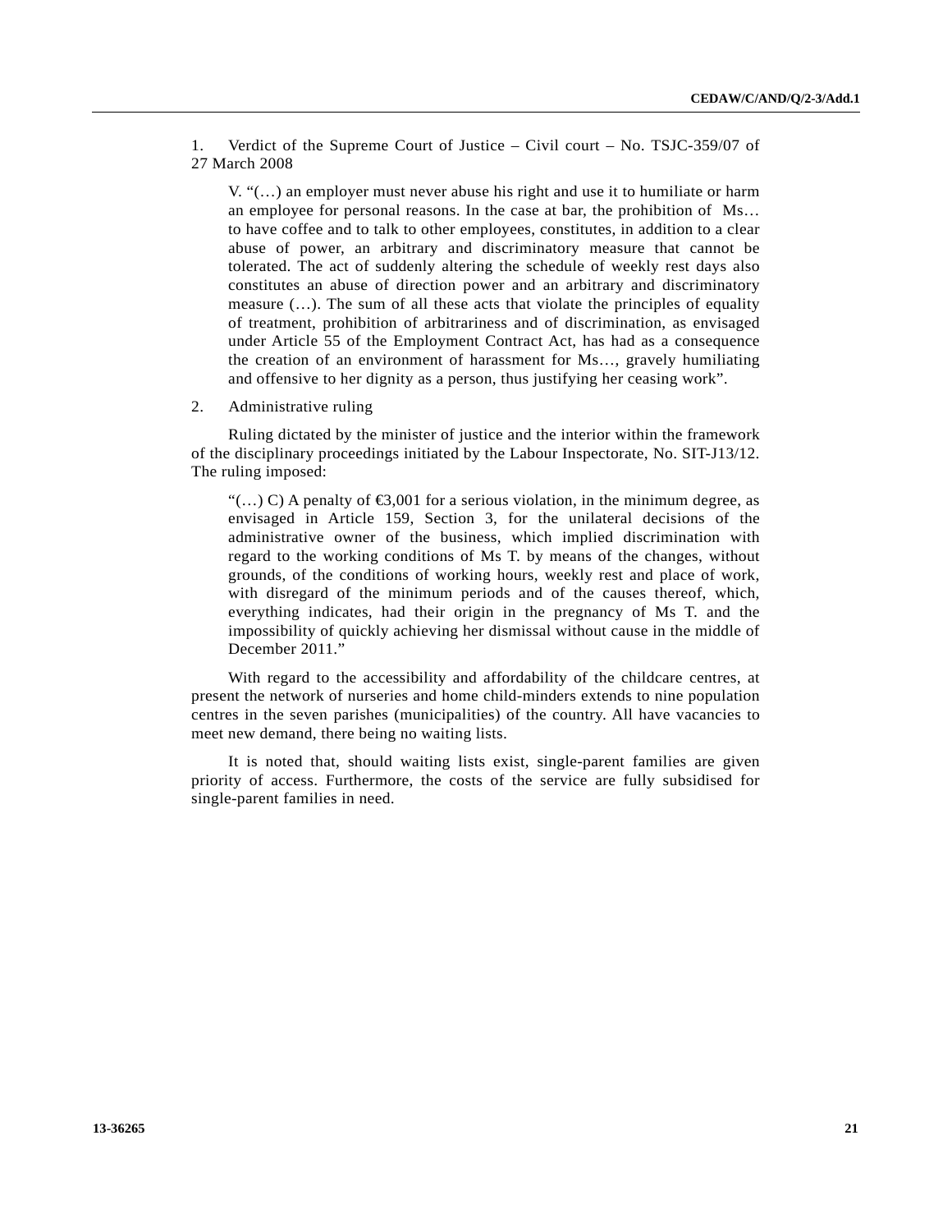1. Verdict of the Supreme Court of Justice – Civil court – No. TSJC-359/07 of 27 March 2008

> V. "(…) an employer must never abuse his right and use it to humiliate or harm an employee for personal reasons. In the case at bar, the prohibition of Ms… to have coffee and to talk to other employees, constitutes, in addition to a clear abuse of power, an arbitrary and discriminatory measure that cannot be tolerated. The act of suddenly altering the schedule of weekly rest days also constitutes an abuse of direction power and an arbitrary and discriminatory measure (…). The sum of all these acts that violate the principles of equality of treatment, prohibition of arbitrariness and of discrimination, as envisaged under Article 55 of the Employment Contract Act, has had as a consequence the creation of an environment of harassment for Ms…, gravely humiliating and offensive to her dignity as a person, thus justifying her ceasing work".

2. Administrative ruling

Ruling dictated by the minister of justice and the interior within the framework of the disciplinary proceedings initiated by the Labour Inspectorate, No. SIT-J13/12. The ruling imposed:

> "(…) C) A penalty of €3,001 for a serious violation, in the minimum degree, as envisaged in Article 159, Section 3, for the unilateral decisions of the administrative owner of the business, which implied discrimination with regard to the working conditions of Ms T. by means of the changes, without grounds, of the conditions of working hours, weekly rest and place of work, with disregard of the minimum periods and of the causes thereof, which, everything indicates, had their origin in the pregnancy of Ms T. and the impossibility of quickly achieving her dismissal without cause in the middle of December 2011."

With regard to the accessibility and affordability of the childcare centres, at present the network of nurseries and home child-minders extends to nine population centres in the seven parishes (municipalities) of the country. All have vacancies to meet new demand, there being no waiting lists.

It is noted that, should waiting lists exist, single-parent families are given priority of access. Furthermore, the costs of the service are fully subsidised for single-parent families in need.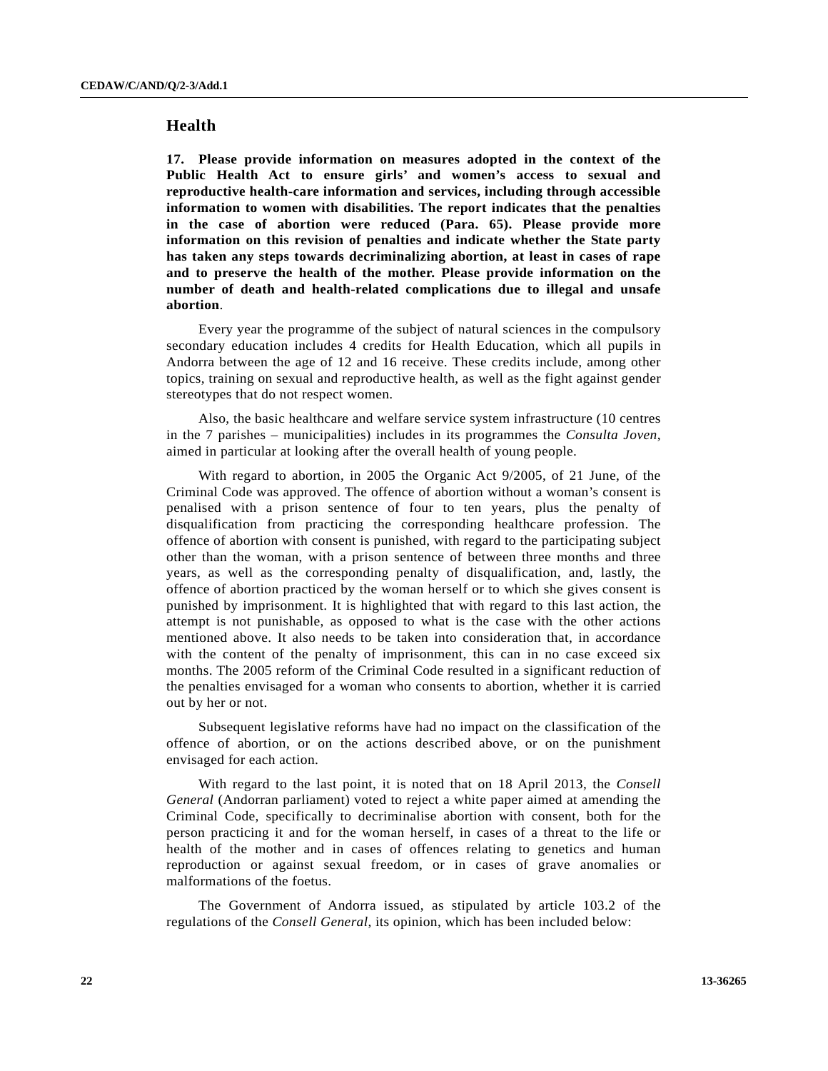## Health

**17. Please provide information on measures adopted in the context of the Public Health Act to ensure girls' and women's access to sexual and reproductive health-care information and services, including through accessible information to women with disabilities. The report indicates that the penalties in the case of abortion were reduced (Para. 65). Please provide more information on this revision of penalties and indicate whether the State party has taken any steps towards decriminalizing abortion, at least in cases of rape and to preserve the health of the mother. Please provide information on the number of death and health-related complications due to illegal and unsafe abortion**.

Every year the programme of the subject of natural sciences in the compulsory secondary education includes 4 credits for Health Education, which all pupils in Andorra between the age of 12 and 16 receive. These credits include, among other topics, training on sexual and reproductive health, as well as the fight against gender stereotypes that do not respect women.

Also, the basic healthcare and welfare service system infrastructure (10 centres in the 7 parishes – municipalities) includes in its programmes the *Consulta Joven*, aimed in particular at looking after the overall health of young people.

With regard to abortion, in 2005 the Organic Act 9/2005, of 21 June, of the Criminal Code was approved. The offence of abortion without a woman's consent is penalised with a prison sentence of four to ten years, plus the penalty of disqualification from practicing the corresponding healthcare profession. The offence of abortion with consent is punished, with regard to the participating subject other than the woman, with a prison sentence of between three months and three years, as well as the corresponding penalty of disqualification, and, lastly, the offence of abortion practiced by the woman herself or to which she gives consent is punished by imprisonment. It is highlighted that with regard to this last action, the attempt is not punishable, as opposed to what is the case with the other actions mentioned above. It also needs to be taken into consideration that, in accordance with the content of the penalty of imprisonment, this can in no case exceed six months. The 2005 reform of the Criminal Code resulted in a significant reduction of the penalties envisaged for a woman who consents to abortion, whether it is carried out by her or not.

Subsequent legislative reforms have had no impact on the classification of the offence of abortion, or on the actions described above, or on the punishment envisaged for each action.

With regard to the last point, it is noted that on 18 April 2013, the *Consell General* (Andorran parliament) voted to reject a white paper aimed at amending the Criminal Code, specifically to decriminalise abortion with consent, both for the person practicing it and for the woman herself, in cases of a threat to the life or health of the mother and in cases of offences relating to genetics and human reproduction or against sexual freedom, or in cases of grave anomalies or malformations of the foetus.

The Government of Andorra issued, as stipulated by article 103.2 of the regulations of the *Consell General*, its opinion, which has been included below: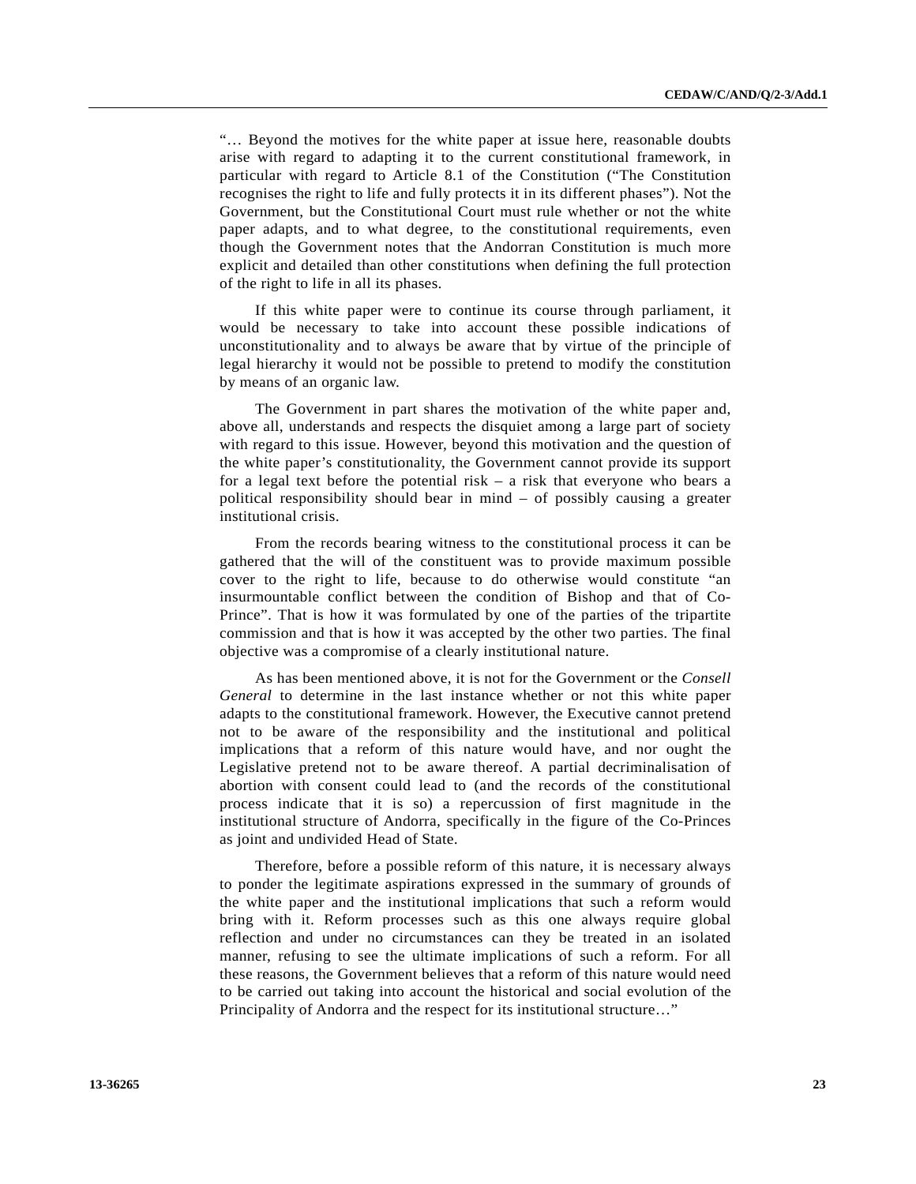"… Beyond the motives for the white paper at issue here, reasonable doubts arise with regard to adapting it to the current constitutional framework, in particular with regard to Article 8.1 of the Constitution ("The Constitution recognises the right to life and fully protects it in its different phases"). Not the Government, but the Constitutional Court must rule whether or not the white paper adapts, and to what degree, to the constitutional requirements, even though the Government notes that the Andorran Constitution is much more explicit and detailed than other constitutions when defining the full protection of the right to life in all its phases.

If this white paper were to continue its course through parliament, it would be necessary to take into account these possible indications of unconstitutionality and to always be aware that by virtue of the principle of legal hierarchy it would not be possible to pretend to modify the constitution by means of an organic law.

The Government in part shares the motivation of the white paper and, above all, understands and respects the disquiet among a large part of society with regard to this issue. However, beyond this motivation and the question of the white paper's constitutionality, the Government cannot provide its support for a legal text before the potential risk – a risk that everyone who bears a political responsibility should bear in mind – of possibly causing a greater institutional crisis.

From the records bearing witness to the constitutional process it can be gathered that the will of the constituent was to provide maximum possible cover to the right to life, because to do otherwise would constitute "an insurmountable conflict between the condition of Bishop and that of Co-Prince". That is how it was formulated by one of the parties of the tripartite commission and that is how it was accepted by the other two parties. The final objective was a compromise of a clearly institutional nature.

As has been mentioned above, it is not for the Government or the *Consell General* to determine in the last instance whether or not this white paper adapts to the constitutional framework. However, the Executive cannot pretend not to be aware of the responsibility and the institutional and political implications that a reform of this nature would have, and nor ought the Legislative pretend not to be aware thereof. A partial decriminalisation of abortion with consent could lead to (and the records of the constitutional process indicate that it is so) a repercussion of first magnitude in the institutional structure of Andorra, specifically in the figure of the Co-Princes as joint and undivided Head of State.

Therefore, before a possible reform of this nature, it is necessary always to ponder the legitimate aspirations expressed in the summary of grounds of the white paper and the institutional implications that such a reform would bring with it. Reform processes such as this one always require global reflection and under no circumstances can they be treated in an isolated manner, refusing to see the ultimate implications of such a reform. For all these reasons, the Government believes that a reform of this nature would need to be carried out taking into account the historical and social evolution of the Principality of Andorra and the respect for its institutional structure…"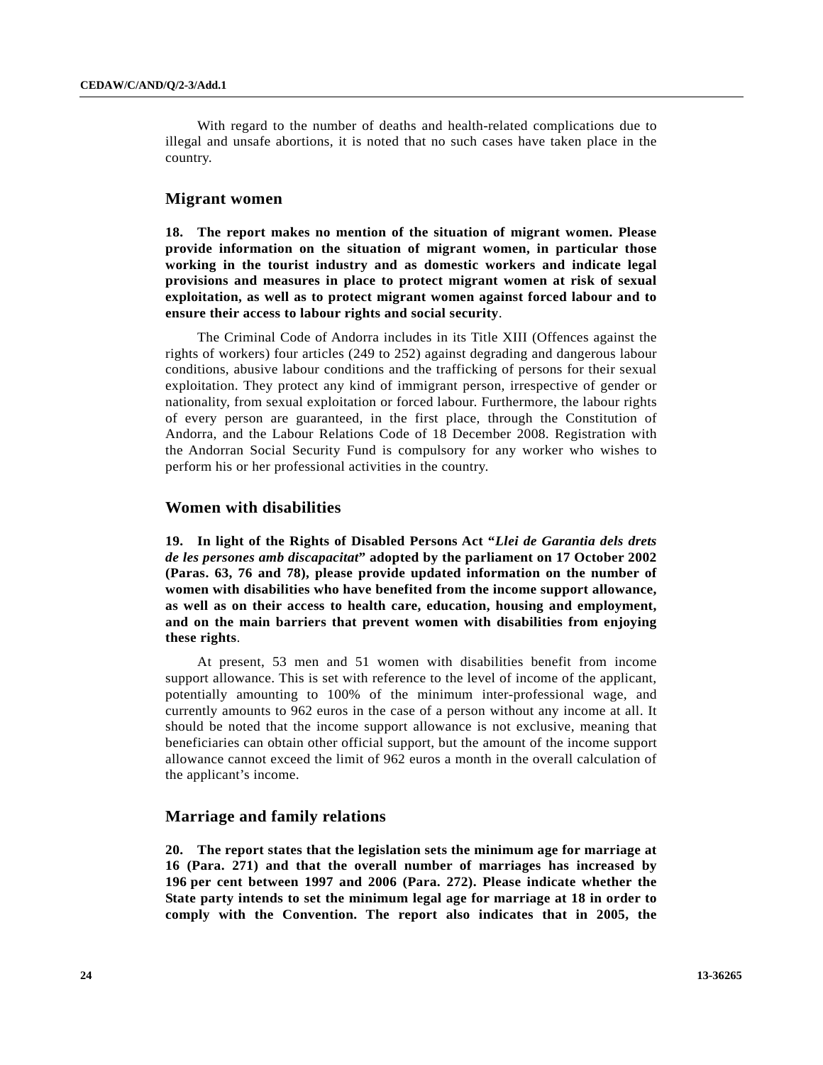With regard to the number of deaths and health-related complications due to illegal and unsafe abortions, it is noted that no such cases have taken place in the country.

## Migrant women

**18. The report makes no mention of the situation of migrant women. Please provide information on the situation of migrant women, in particular those working in the tourist industry and as domestic workers and indicate legal provisions and measures in place to protect migrant women at risk of sexual exploitation, as well as to protect migrant women against forced labour and to ensure their access to labour rights and social security**.

The Criminal Code of Andorra includes in its Title XIII (Offences against the rights of workers) four articles (249 to 252) against degrading and dangerous labour conditions, abusive labour conditions and the trafficking of persons for their sexual exploitation. They protect any kind of immigrant person, irrespective of gender or nationality, from sexual exploitation or forced labour. Furthermore, the labour rights of every person are guaranteed, in the first place, through the Constitution of Andorra, and the Labour Relations Code of 18 December 2008. Registration with the Andorran Social Security Fund is compulsory for any worker who wishes to perform his or her professional activities in the country.

## Women with disabilities

**19. In light of the Rights of Disabled Persons Act "*Llei de Garantia dels drets de les persones amb discapacitat*" adopted by the parliament on 17 October 2002 (Paras. 63, 76 and 78), please provide updated information on the number of women with disabilities who have benefited from the income support allowance, as well as on their access to health care, education, housing and employment, and on the main barriers that prevent women with disabilities from enjoying these rights**.

At present, 53 men and 51 women with disabilities benefit from income support allowance. This is set with reference to the level of income of the applicant, potentially amounting to 100% of the minimum inter-professional wage, and currently amounts to 962 euros in the case of a person without any income at all. It should be noted that the income support allowance is not exclusive, meaning that beneficiaries can obtain other official support, but the amount of the income support allowance cannot exceed the limit of 962 euros a month in the overall calculation of the applicant's income.

## Marriage and family relations

**20. The report states that the legislation sets the minimum age for marriage at 16 (Para. 271) and that the overall number of marriages has increased by 196 per cent between 1997 and 2006 (Para. 272). Please indicate whether the State party intends to set the minimum legal age for marriage at 18 in order to comply with the Convention. The report also indicates that in 2005, the**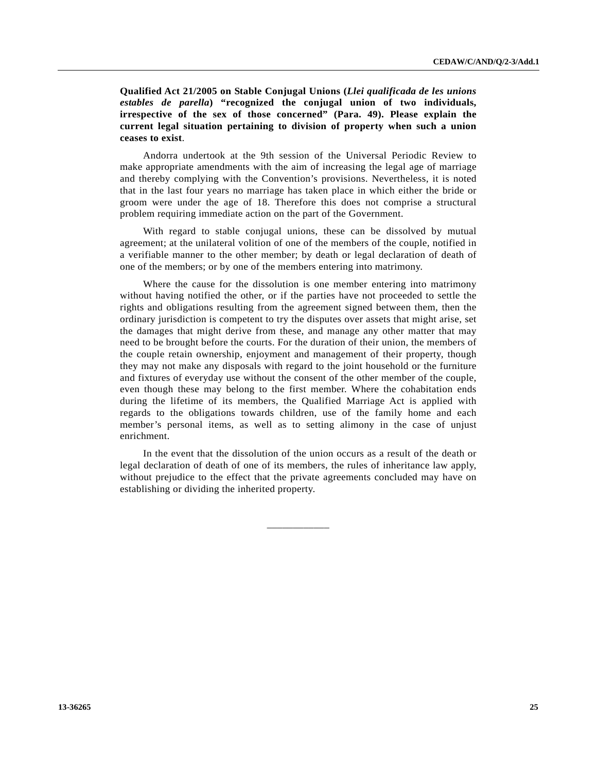**Qualified Act 21/2005 on Stable Conjugal Unions (*Llei qualificada de les unions estables de parella*) "recognized the conjugal union of two individuals, irrespective of the sex of those concerned" (Para. 49). Please explain the current legal situation pertaining to division of property when such a union ceases to exist**.

Andorra undertook at the 9th session of the Universal Periodic Review to make appropriate amendments with the aim of increasing the legal age of marriage and thereby complying with the Convention's provisions. Nevertheless, it is noted that in the last four years no marriage has taken place in which either the bride or groom were under the age of 18. Therefore this does not comprise a structural problem requiring immediate action on the part of the Government.

With regard to stable conjugal unions, these can be dissolved by mutual agreement; at the unilateral volition of one of the members of the couple, notified in a verifiable manner to the other member; by death or legal declaration of death of one of the members; or by one of the members entering into matrimony.

Where the cause for the dissolution is one member entering into matrimony without having notified the other, or if the parties have not proceeded to settle the rights and obligations resulting from the agreement signed between them, then the ordinary jurisdiction is competent to try the disputes over assets that might arise, set the damages that might derive from these, and manage any other matter that may need to be brought before the courts. For the duration of their union, the members of the couple retain ownership, enjoyment and management of their property, though they may not make any disposals with regard to the joint household or the furniture and fixtures of everyday use without the consent of the other member of the couple, even though these may belong to the first member. Where the cohabitation ends during the lifetime of its members, the Qualified Marriage Act is applied with regards to the obligations towards children, use of the family home and each member's personal items, as well as to setting alimony in the case of unjust enrichment.

In the event that the dissolution of the union occurs as a result of the death or legal declaration of death of one of its members, the rules of inheritance law apply, without prejudice to the effect that the private agreements concluded may have on establishing or dividing the inherited property.